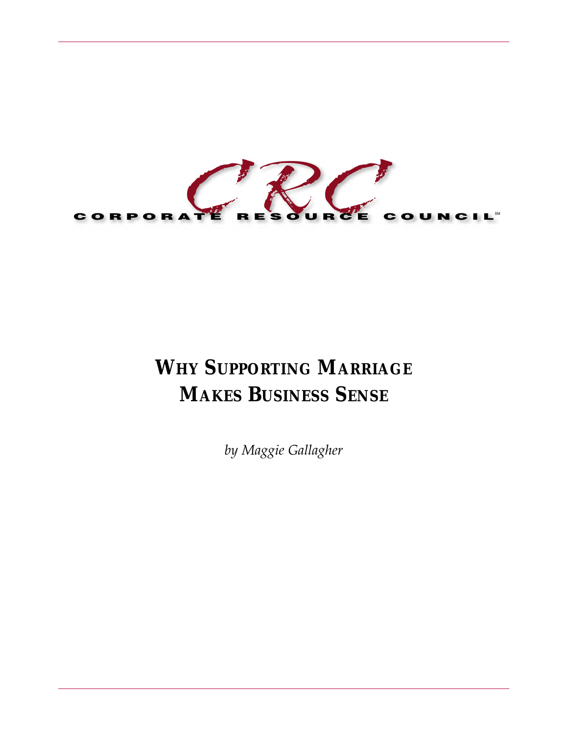CRC

CORPORATE RESOURCE COUNCIL[SM]

# WHY SUPPORTING MARRIAGE MAKES BUSINESS SENSE

*by Maggie Gallagher*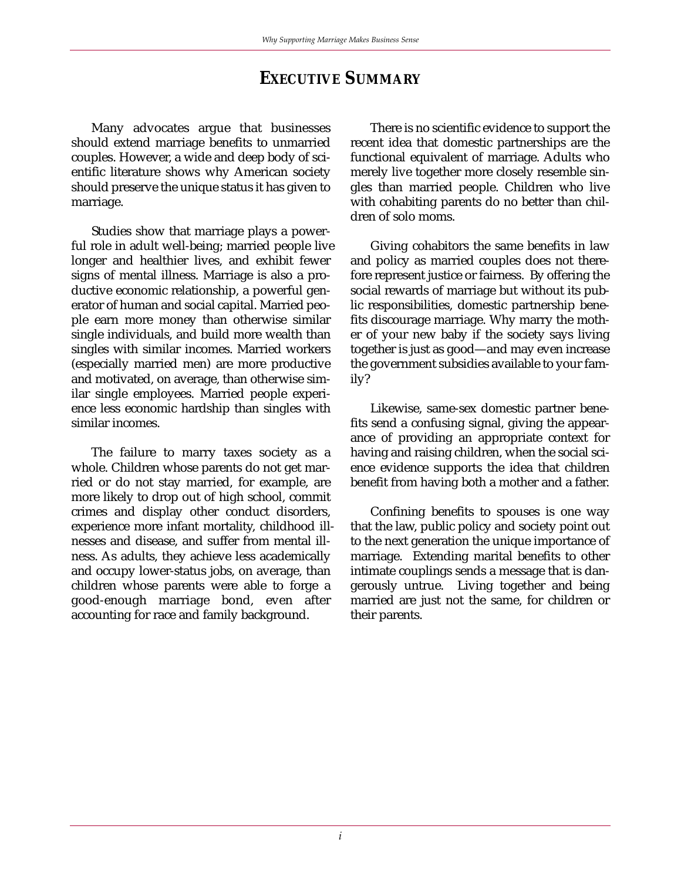# EXECUTIVE SUMMARY

Many advocates argue that businesses should extend marriage benefits to unmarried couples. However, a wide and deep body of scientific literature shows why American society should preserve the unique status it has given to marriage.

Studies show that marriage plays a powerful role in adult well-being; married people live longer and healthier lives, and exhibit fewer signs of mental illness. Marriage is also a productive economic relationship, a powerful generator of human and social capital. Married people earn more money than otherwise similar single individuals, and build more wealth than singles with similar incomes. Married workers (especially married men) are more productive and motivated, on average, than otherwise similar single employees. Married people experience less economic hardship than singles with similar incomes.

The failure to marry taxes society as a whole. Children whose parents do not get married or do not stay married, for example, are more likely to drop out of high school, commit crimes and display other conduct disorders, experience more infant mortality, childhood illnesses and disease, and suffer from mental illness. As adults, they achieve less academically and occupy lower-status jobs, on average, than children whose parents were able to forge a good-enough marriage bond, even after accounting for race and family background.

There is no scientific evidence to support the recent idea that domestic partnerships are the functional equivalent of marriage. Adults who merely live together more closely resemble singles than married people. Children who live with cohabiting parents do no better than children of solo moms.

Giving cohabitors the same benefits in law and policy as married couples does not therefore represent justice or fairness. By offering the social rewards of marriage but without its public responsibilities, domestic partnership benefits discourage marriage. Why marry the mother of your new baby if the society says living together is just as good—and may even increase the government subsidies available to your family?

Likewise, same-sex domestic partner benefits send a confusing signal, giving the appearance of providing an appropriate context for having and raising children, when the social science evidence supports the idea that children benefit from having both a mother and a father.

Confining benefits to spouses is one way that the law, public policy and society point out to the next generation the unique importance of marriage. Extending marital benefits to other intimate couplings sends a message that is dangerously untrue. Living together and being married are just not the same, for children or their parents.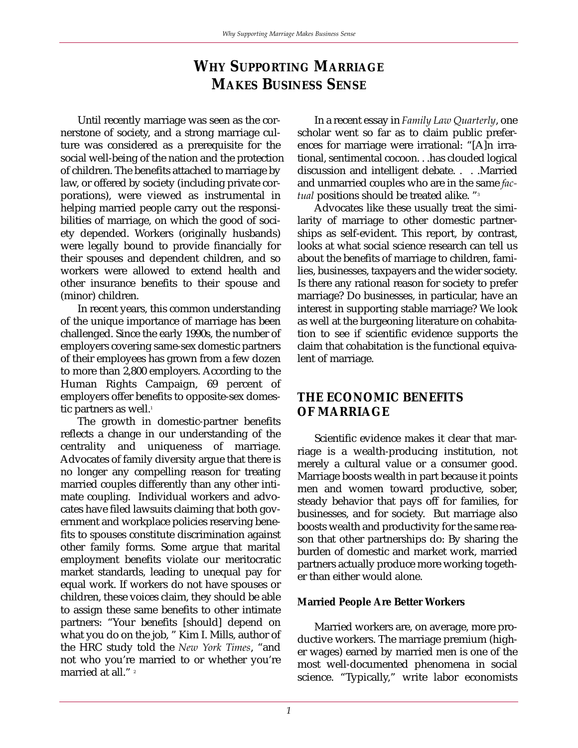# WHY SUPPORTING MARRIAGE MAKES BUSINESS SENSE

Until recently marriage was seen as the cornerstone of society, and a strong marriage culture was considered as a prerequisite for the social well-being of the nation and the protection of children. The benefits attached to marriage by law, or offered by society (including private corporations), were viewed as instrumental in helping married people carry out the responsibilities of marriage, on which the good of society depended. Workers (originally husbands) were legally bound to provide financially for their spouses and dependent children, and so workers were allowed to extend health and other insurance benefits to their spouse and (minor) children.

In recent years, this common understanding of the unique importance of marriage has been challenged. Since the early 1990s, the number of employers covering same-sex domestic partners of their employees has grown from a few dozen to more than 2,800 employers. According to the Human Rights Campaign, 69 percent of employers offer benefits to opposite-sex domestic partners as well.[1]

The growth in domestic-partner benefits reflects a change in our understanding of the centrality and uniqueness of marriage. Advocates of family diversity argue that there is no longer any compelling reason for treating married couples differently than any other intimate coupling. Individual workers and advocates have filed lawsuits claiming that both government and workplace policies reserving benefits to spouses constitute discrimination against other family forms. Some argue that marital employment benefits violate our meritocratic market standards, leading to unequal pay for equal work. If workers do not have spouses or children, these voices claim, they should be able to assign these same benefits to other intimate partners: "Your benefits [should] depend on what you do on the job, " Kim I. Mills, author of the HRC study told the *New York Times*, "and not who you're married to or whether you're married at all." [2]

In a recent essay in *Family Law Quarterly*, one scholar went so far as to claim public preferences for marriage were irrational: "[A]n irrational, sentimental cocoon. . .has clouded logical discussion and intelligent debate. . . .Married and unmarried couples who are in the same *factual* positions should be treated alike. "[3]

Advocates like these usually treat the similarity of marriage to other domestic partnerships as self-evident. This report, by contrast, looks at what social science research can tell us about the benefits of marriage to children, families, businesses, taxpayers and the wider society. Is there any rational reason for society to prefer marriage? Do businesses, in particular, have an interest in supporting stable marriage? We look as well at the burgeoning literature on cohabitation to see if scientific evidence supports the claim that cohabitation is the functional equivalent of marriage.

## THE ECONOMIC BENEFITS OF MARRIAGE

Scientific evidence makes it clear that marriage is a wealth-producing institution, not merely a cultural value or a consumer good. Marriage boosts wealth in part because it points men and women toward productive, sober, steady behavior that pays off for families, for businesses, and for society. But marriage also boosts wealth and productivity for the same reason that other partnerships do: By sharing the burden of domestic and market work, married partners actually produce more working together than either would alone.

### Married People Are Better Workers

Married workers are, on average, more productive workers. The marriage premium (higher wages) earned by married men is one of the most well-documented phenomena in social science. "Typically," write labor economists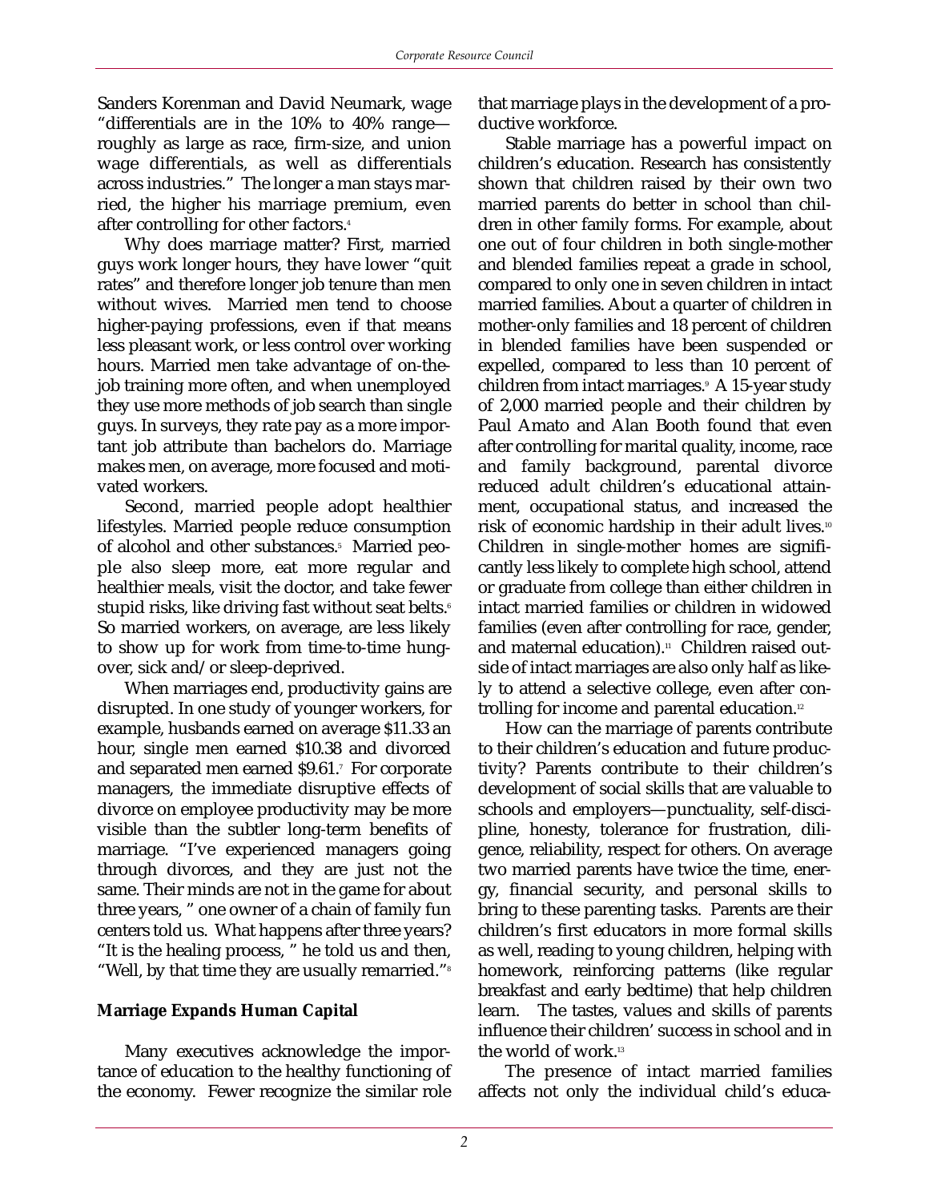Sanders Korenman and David Neumark, wage "differentials are in the 10% to 40% range—roughly as large as race, firm-size, and union wage differentials, as well as differentials across industries." The longer a man stays married, the higher his marriage premium, even after controlling for other factors.[4]

Why does marriage matter? First, married guys work longer hours, they have lower "quit rates" and therefore longer job tenure than men without wives. Married men tend to choose higher-paying professions, even if that means less pleasant work, or less control over working hours. Married men take advantage of on-the-job training more often, and when unemployed they use more methods of job search than single guys. In surveys, they rate pay as a more important job attribute than bachelors do. Marriage makes men, on average, more focused and motivated workers.

Second, married people adopt healthier lifestyles. Married people reduce consumption of alcohol and other substances.[5] Married people also sleep more, eat more regular and healthier meals, visit the doctor, and take fewer stupid risks, like driving fast without seat belts.[6] So married workers, on average, are less likely to show up for work from time-to-time hungover, sick and/or sleep-deprived.

When marriages end, productivity gains are disrupted. In one study of younger workers, for example, husbands earned on average $11.33 an hour, single men earned $10.38 and divorced and separated men earned $9.61.[7] For corporate managers, the immediate disruptive effects of divorce on employee productivity may be more visible than the subtler long-term benefits of marriage. "I've experienced managers going through divorces, and they are just not the same. Their minds are not in the game for about three years, " one owner of a chain of family fun centers told us. What happens after three years? "It is the healing process, " he told us and then, "Well, by that time they are usually remarried."[8]

**Marriage Expands Human Capital**

Many executives acknowledge the importance of education to the healthy functioning of the economy. Fewer recognize the similar role that marriage plays in the development of a productive workforce.

Stable marriage has a powerful impact on children's education. Research has consistently shown that children raised by their own two married parents do better in school than children in other family forms. For example, about one out of four children in both single-mother and blended families repeat a grade in school, compared to only one in seven children in intact married families. About a quarter of children in mother-only families and 18 percent of children in blended families have been suspended or expelled, compared to less than 10 percent of children from intact marriages.[9] A 15-year study of 2,000 married people and their children by Paul Amato and Alan Booth found that even after controlling for marital quality, income, race and family background, parental divorce reduced adult children's educational attainment, occupational status, and increased the risk of economic hardship in their adult lives.[10] Children in single-mother homes are significantly less likely to complete high school, attend or graduate from college than either children in intact married families or children in widowed families (even after controlling for race, gender, and maternal education).[11] Children raised outside of intact marriages are also only half as likely to attend a selective college, even after controlling for income and parental education.[12]

How can the marriage of parents contribute to their children's education and future productivity? Parents contribute to their children's development of social skills that are valuable to schools and employers—punctuality, self-discipline, honesty, tolerance for frustration, diligence, reliability, respect for others. On average two married parents have twice the time, energy, financial security, and personal skills to bring to these parenting tasks. Parents are their children's first educators in more formal skills as well, reading to young children, helping with homework, reinforcing patterns (like regular breakfast and early bedtime) that help children learn. The tastes, values and skills of parents influence their children' success in school and in the world of work.[13]

The presence of intact married families affects not only the individual child's educa-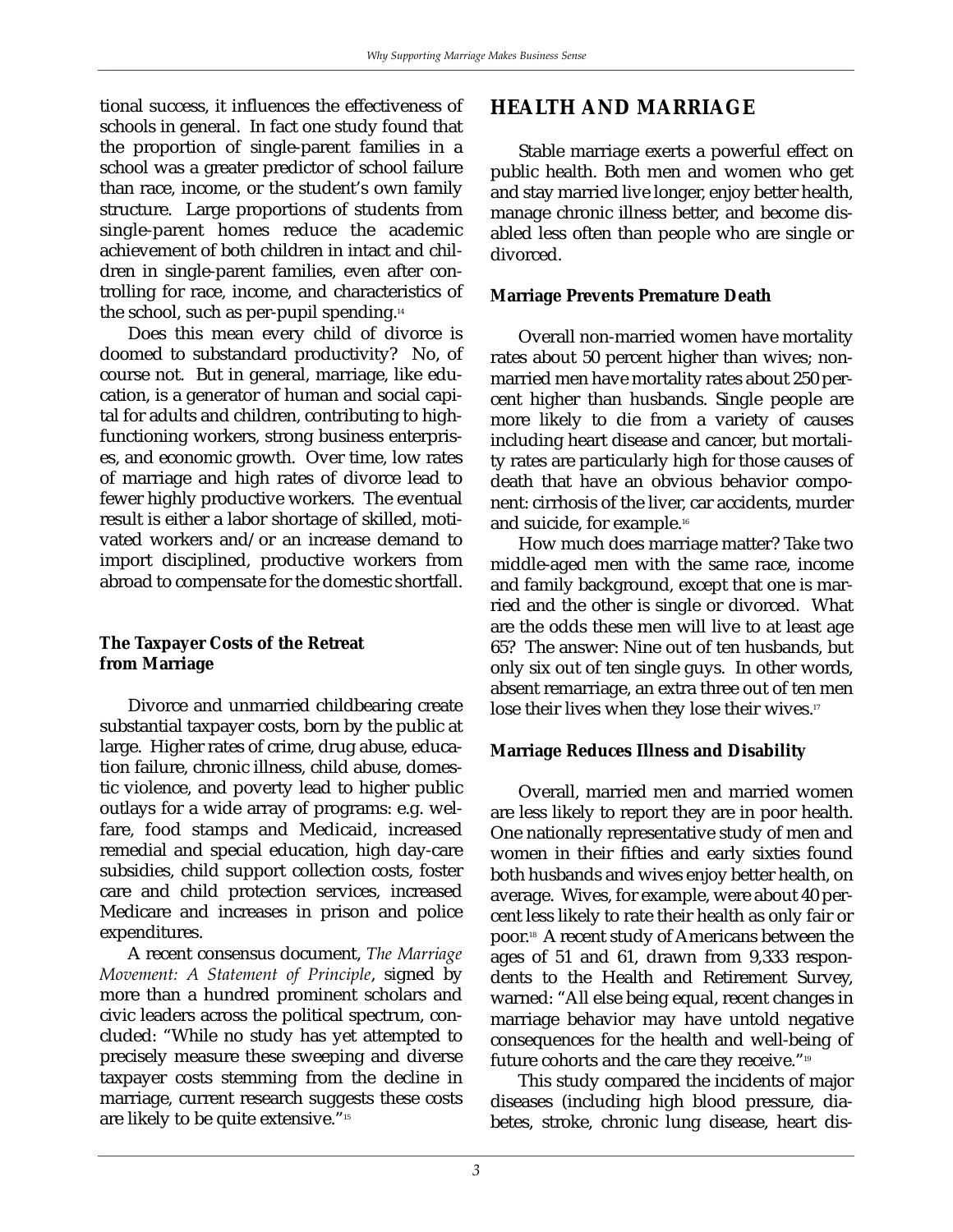tional success, it influences the effectiveness of schools in general. In fact one study found that the proportion of single-parent families in a school was a greater predictor of school failure than race, income, or the student's own family structure. Large proportions of students from single-parent homes reduce the academic achievement of both children in intact and children in single-parent families, even after controlling for race, income, and characteristics of the school, such as per-pupil spending.[14]

Does this mean every child of divorce is doomed to substandard productivity? No, of course not. But in general, marriage, like education, is a generator of human and social capital for adults and children, contributing to high-functioning workers, strong business enterprises, and economic growth. Over time, low rates of marriage and high rates of divorce lead to fewer highly productive workers. The eventual result is either a labor shortage of skilled, motivated workers and/or an increase demand to import disciplined, productive workers from abroad to compensate for the domestic shortfall.

**The Taxpayer Costs of the Retreat from Marriage**

Divorce and unmarried childbearing create substantial taxpayer costs, born by the public at large. Higher rates of crime, drug abuse, education failure, chronic illness, child abuse, domestic violence, and poverty lead to higher public outlays for a wide array of programs: e.g. welfare, food stamps and Medicaid, increased remedial and special education, high day-care subsidies, child support collection costs, foster care and child protection services, increased Medicare and increases in prison and police expenditures.

A recent consensus document, *The Marriage Movement: A Statement of Principle*, signed by more than a hundred prominent scholars and civic leaders across the political spectrum, concluded: "While no study has yet attempted to precisely measure these sweeping and diverse taxpayer costs stemming from the decline in marriage, current research suggests these costs are likely to be quite extensive."[15]

## HEALTH AND MARRIAGE

Stable marriage exerts a powerful effect on public health. Both men and women who get and stay married live longer, enjoy better health, manage chronic illness better, and become disabled less often than people who are single or divorced.

**Marriage Prevents Premature Death**

Overall non-married women have mortality rates about 50 percent higher than wives; non-married men have mortality rates about 250 percent higher than husbands. Single people are more likely to die from a variety of causes including heart disease and cancer, but mortality rates are particularly high for those causes of death that have an obvious behavior component: cirrhosis of the liver, car accidents, murder and suicide, for example.[16]

How much does marriage matter? Take two middle-aged men with the same race, income and family background, except that one is married and the other is single or divorced. What are the odds these men will live to at least age 65? The answer: Nine out of ten husbands, but only six out of ten single guys. In other words, absent remarriage, an extra three out of ten men lose their lives when they lose their wives.[17]

**Marriage Reduces Illness and Disability**

Overall, married men and married women are less likely to report they are in poor health. One nationally representative study of men and women in their fifties and early sixties found both husbands and wives enjoy better health, on average. Wives, for example, were about 40 percent less likely to rate their health as only fair or poor.[18] A recent study of Americans between the ages of 51 and 61, drawn from 9,333 respondents to the Health and Retirement Survey, warned: "All else being equal, recent changes in marriage behavior may have untold negative consequences for the health and well-being of future cohorts and the care they receive."[19]

This study compared the incidents of major diseases (including high blood pressure, diabetes, stroke, chronic lung disease, heart dis-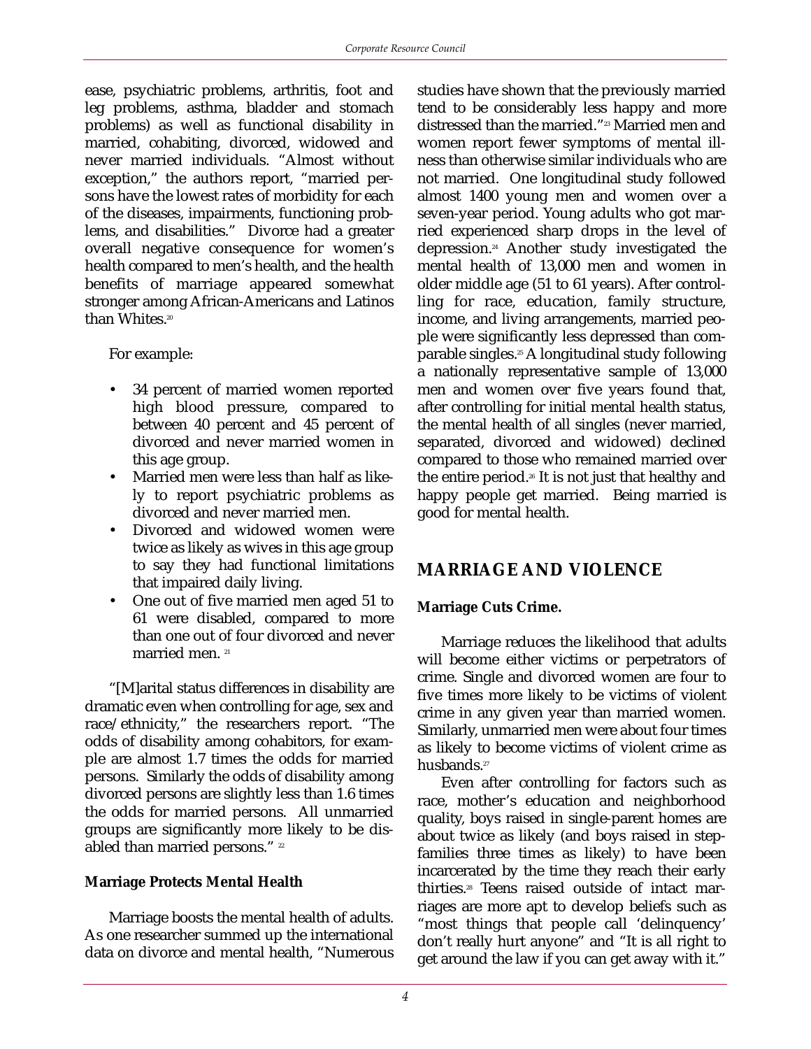ease, psychiatric problems, arthritis, foot and leg problems, asthma, bladder and stomach problems) as well as functional disability in married, cohabiting, divorced, widowed and never married individuals. "Almost without exception," the authors report, "married persons have the lowest rates of morbidity for each of the diseases, impairments, functioning problems, and disabilities." Divorce had a greater overall negative consequence for women's health compared to men's health, and the health benefits of marriage appeared somewhat stronger among African-Americans and Latinos than Whites.[20]

For example:

- 34 percent of married women reported high blood pressure, compared to between 40 percent and 45 percent of divorced and never married women in this age group.
- Married men were less than half as likely to report psychiatric problems as divorced and never married men.
- Divorced and widowed women were twice as likely as wives in this age group to say they had functional limitations that impaired daily living.
- One out of five married men aged 51 to 61 were disabled, compared to more than one out of four divorced and never married men. [21]

"[M]arital status differences in disability are dramatic even when controlling for age, sex and race/ethnicity," the researchers report. "The odds of disability among cohabitors, for example are almost 1.7 times the odds for married persons. Similarly the odds of disability among divorced persons are slightly less than 1.6 times the odds for married persons. All unmarried groups are significantly more likely to be disabled than married persons." [22]

**Marriage Protects Mental Health**

Marriage boosts the mental health of adults. As one researcher summed up the international data on divorce and mental health, "Numerous studies have shown that the previously married tend to be considerably less happy and more distressed than the married."[23] Married men and women report fewer symptoms of mental illness than otherwise similar individuals who are not married. One longitudinal study followed almost 1400 young men and women over a seven-year period. Young adults who got married experienced sharp drops in the level of depression.[24] Another study investigated the mental health of 13,000 men and women in older middle age (51 to 61 years). After controlling for race, education, family structure, income, and living arrangements, married people were significantly less depressed than comparable singles.[25] A longitudinal study following a nationally representative sample of 13,000 men and women over five years found that, after controlling for initial mental health status, the mental health of all singles (never married, separated, divorced and widowed) declined compared to those who remained married over the entire period.[26] It is not just that healthy and happy people get married. Being married is good for mental health.

## MARRIAGE AND VIOLENCE

**Marriage Cuts Crime.**

Marriage reduces the likelihood that adults will become either victims or perpetrators of crime. Single and divorced women are four to five times more likely to be victims of violent crime in any given year than married women. Similarly, unmarried men were about four times as likely to become victims of violent crime as husbands.[27]

Even after controlling for factors such as race, mother's education and neighborhood quality, boys raised in single-parent homes are about twice as likely (and boys raised in stepfamilies three times as likely) to have been incarcerated by the time they reach their early thirties.[28] Teens raised outside of intact marriages are more apt to develop beliefs such as "most things that people call 'delinquency' don't really hurt anyone" and "It is all right to get around the law if you can get away with it."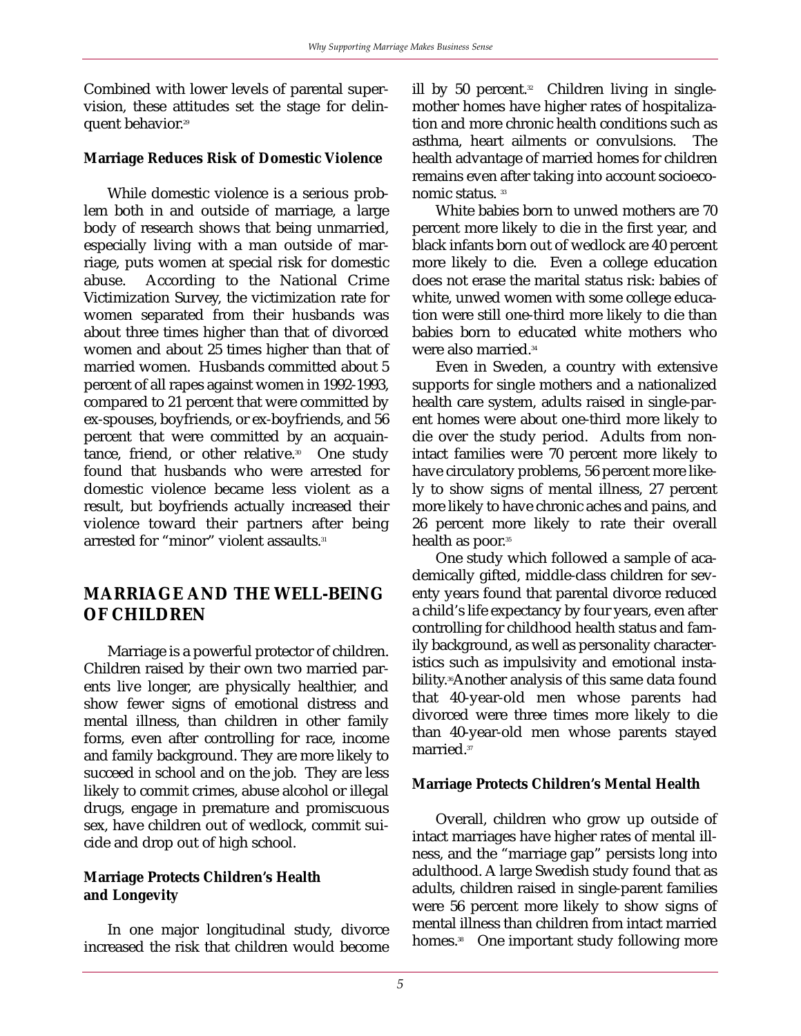Combined with lower levels of parental supervision, these attitudes set the stage for delinquent behavior.[29]

**Marriage Reduces Risk of Domestic Violence**

While domestic violence is a serious problem both in and outside of marriage, a large body of research shows that being unmarried, especially living with a man outside of marriage, puts women at special risk for domestic abuse. According to the National Crime Victimization Survey, the victimization rate for women separated from their husbands was about three times higher than that of divorced women and about 25 times higher than that of married women. Husbands committed about 5 percent of all rapes against women in 1992-1993, compared to 21 percent that were committed by ex-spouses, boyfriends, or ex-boyfriends, and 56 percent that were committed by an acquaintance, friend, or other relative.[30] One study found that husbands who were arrested for domestic violence became less violent as a result, but boyfriends actually increased their violence toward their partners after being arrested for "minor" violent assaults.[31]

## MARRIAGE AND THE WELL-BEING OF CHILDREN

Marriage is a powerful protector of children. Children raised by their own two married parents live longer, are physically healthier, and show fewer signs of emotional distress and mental illness, than children in other family forms, even after controlling for race, income and family background. They are more likely to succeed in school and on the job. They are less likely to commit crimes, abuse alcohol or illegal drugs, engage in premature and promiscuous sex, have children out of wedlock, commit suicide and drop out of high school.

**Marriage Protects Children's Health and Longevity**

In one major longitudinal study, divorce increased the risk that children would become ill by 50 percent.[32] Children living in single-mother homes have higher rates of hospitalization and more chronic health conditions such as asthma, heart ailments or convulsions. The health advantage of married homes for children remains even after taking into account socioeconomic status.[33]

White babies born to unwed mothers are 70 percent more likely to die in the first year, and black infants born out of wedlock are 40 percent more likely to die. Even a college education does not erase the marital status risk: babies of white, unwed women with some college education were still one-third more likely to die than babies born to educated white mothers who were also married.[34]

Even in Sweden, a country with extensive supports for single mothers and a nationalized health care system, adults raised in single-parent homes were about one-third more likely to die over the study period. Adults from non-intact families were 70 percent more likely to have circulatory problems, 56 percent more likely to show signs of mental illness, 27 percent more likely to have chronic aches and pains, and 26 percent more likely to rate their overall health as poor.[35]

One study which followed a sample of academically gifted, middle-class children for seventy years found that parental divorce reduced a child's life expectancy by four years, even after controlling for childhood health status and family background, as well as personality characteristics such as impulsivity and emotional instability.[36] Another analysis of this same data found that 40-year-old men whose parents had divorced were three times more likely to die than 40-year-old men whose parents stayed married.[37]

**Marriage Protects Children's Mental Health**

Overall, children who grow up outside of intact marriages have higher rates of mental illness, and the "marriage gap" persists long into adulthood. A large Swedish study found that as adults, children raised in single-parent families were 56 percent more likely to show signs of mental illness than children from intact married homes.[38] One important study following more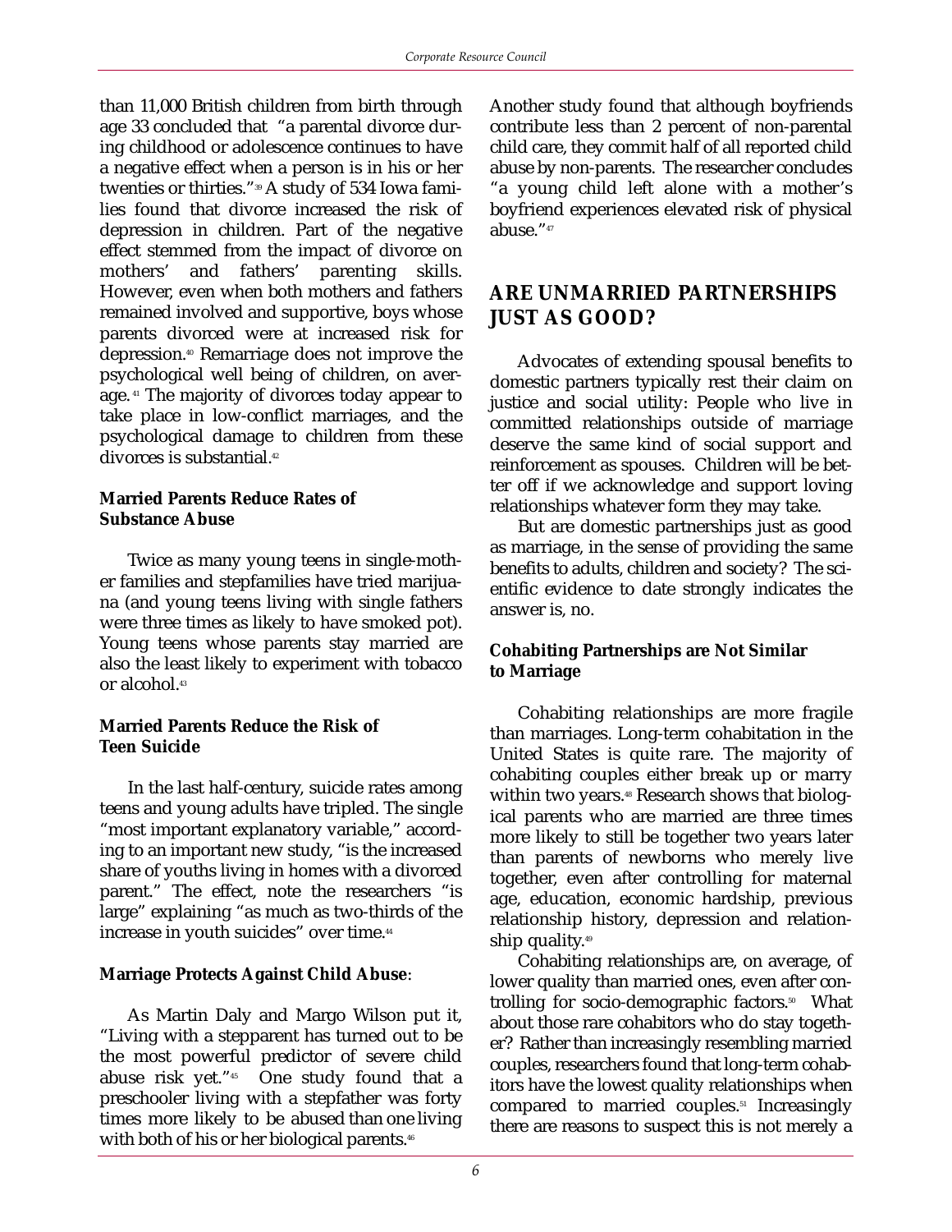than 11,000 British children from birth through age 33 concluded that "a parental divorce during childhood or adolescence continues to have a negative effect when a person is in his or her twenties or thirties."[39] A study of 534 Iowa families found that divorce increased the risk of depression in children. Part of the negative effect stemmed from the impact of divorce on mothers' and fathers' parenting skills. However, even when both mothers and fathers remained involved and supportive, boys whose parents divorced were at increased risk for depression.[40] Remarriage does not improve the psychological well being of children, on average.[41] The majority of divorces today appear to take place in low-conflict marriages, and the psychological damage to children from these divorces is substantial.[42]

**Married Parents Reduce Rates of Substance Abuse**

Twice as many young teens in single-mother families and stepfamilies have tried marijuana (and young teens living with single fathers were three times as likely to have smoked pot). Young teens whose parents stay married are also the least likely to experiment with tobacco or alcohol.[43]

**Married Parents Reduce the Risk of Teen Suicide**

In the last half-century, suicide rates among teens and young adults have tripled. The single "most important explanatory variable," according to an important new study, "is the increased share of youths living in homes with a divorced parent." The effect, note the researchers "is large" explaining "as much as two-thirds of the increase in youth suicides" over time.[44]

**Marriage Protects Against Child Abuse**:

As Martin Daly and Margo Wilson put it, "Living with a stepparent has turned out to be the most powerful predictor of severe child abuse risk yet."[45] One study found that a preschooler living with a stepfather was forty times more likely to be abused than one living with both of his or her biological parents.[46] Another study found that although boyfriends contribute less than 2 percent of non-parental child care, they commit half of all reported child abuse by non-parents. The researcher concludes "a young child left alone with a mother's boyfriend experiences elevated risk of physical abuse."[47]

## ARE UNMARRIED PARTNERSHIPS JUST AS GOOD?

Advocates of extending spousal benefits to domestic partners typically rest their claim on justice and social utility: People who live in committed relationships outside of marriage deserve the same kind of social support and reinforcement as spouses. Children will be better off if we acknowledge and support loving relationships whatever form they may take.

But are domestic partnerships just as good as marriage, in the sense of providing the same benefits to adults, children and society? The scientific evidence to date strongly indicates the answer is, no.

**Cohabiting Partnerships are Not Similar to Marriage**

Cohabiting relationships are more fragile than marriages. Long-term cohabitation in the United States is quite rare. The majority of cohabiting couples either break up or marry within two years.[48] Research shows that biological parents who are married are three times more likely to still be together two years later than parents of newborns who merely live together, even after controlling for maternal age, education, economic hardship, previous relationship history, depression and relationship quality.[49]

Cohabiting relationships are, on average, of lower quality than married ones, even after controlling for socio-demographic factors.[50] What about those rare cohabitors who do stay together? Rather than increasingly resembling married couples, researchers found that long-term cohabitors have the lowest quality relationships when compared to married couples.[51] Increasingly there are reasons to suspect this is not merely a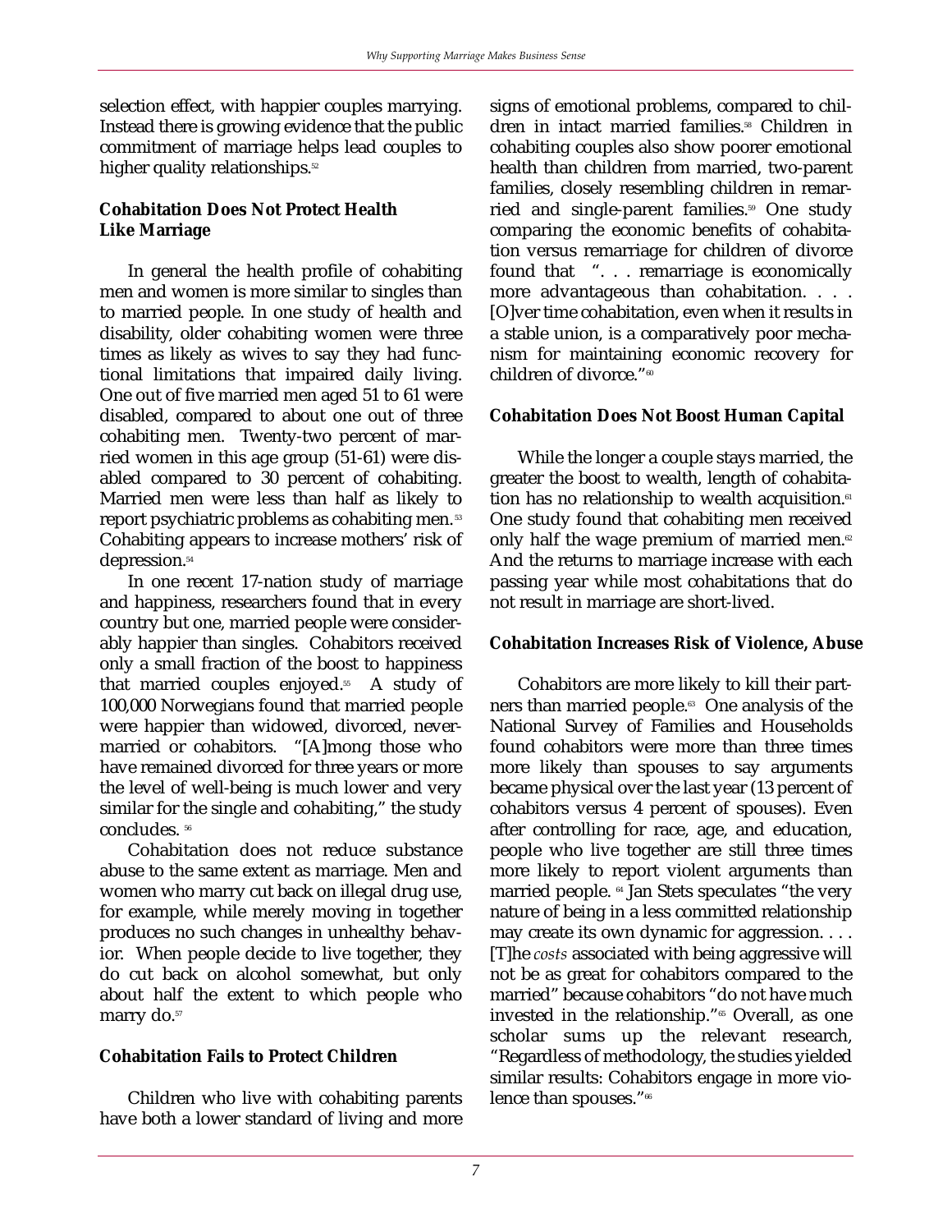selection effect, with happier couples marrying. Instead there is growing evidence that the public commitment of marriage helps lead couples to higher quality relationships.[52]

**Cohabitation Does Not Protect Health Like Marriage**

In general the health profile of cohabiting men and women is more similar to singles than to married people. In one study of health and disability, older cohabiting women were three times as likely as wives to say they had functional limitations that impaired daily living. One out of five married men aged 51 to 61 were disabled, compared to about one out of three cohabiting men. Twenty-two percent of married women in this age group (51-61) were disabled compared to 30 percent of cohabiting. Married men were less than half as likely to report psychiatric problems as cohabiting men.[53] Cohabiting appears to increase mothers' risk of depression.[54]

In one recent 17-nation study of marriage and happiness, researchers found that in every country but one, married people were considerably happier than singles. Cohabitors received only a small fraction of the boost to happiness that married couples enjoyed.[55] A study of 100,000 Norwegians found that married people were happier than widowed, divorced, never-married or cohabitors. "[A]mong those who have remained divorced for three years or more the level of well-being is much lower and very similar for the single and cohabiting," the study concludes.[56]

Cohabitation does not reduce substance abuse to the same extent as marriage. Men and women who marry cut back on illegal drug use, for example, while merely moving in together produces no such changes in unhealthy behavior. When people decide to live together, they do cut back on alcohol somewhat, but only about half the extent to which people who marry do.[57]

**Cohabitation Fails to Protect Children**

Children who live with cohabiting parents have both a lower standard of living and more signs of emotional problems, compared to children in intact married families.[58] Children in cohabiting couples also show poorer emotional health than children from married, two-parent families, closely resembling children in remarried and single-parent families.[59] One study comparing the economic benefits of cohabitation versus remarriage for children of divorce found that ". . . remarriage is economically more advantageous than cohabitation. . . . [O]ver time cohabitation, even when it results in a stable union, is a comparatively poor mechanism for maintaining economic recovery for children of divorce."[60]

**Cohabitation Does Not Boost Human Capital**

While the longer a couple stays married, the greater the boost to wealth, length of cohabitation has no relationship to wealth acquisition.[61] One study found that cohabiting men received only half the wage premium of married men.[62] And the returns to marriage increase with each passing year while most cohabitations that do not result in marriage are short-lived.

**Cohabitation Increases Risk of Violence, Abuse**

Cohabitors are more likely to kill their partners than married people.[63] One analysis of the National Survey of Families and Households found cohabitors were more than three times more likely than spouses to say arguments became physical over the last year (13 percent of cohabitors versus 4 percent of spouses). Even after controlling for race, age, and education, people who live together are still three times more likely to report violent arguments than married people.[64] Jan Stets speculates "the very nature of being in a less committed relationship may create its own dynamic for aggression. . . . [T]he *costs* associated with being aggressive will not be as great for cohabitors compared to the married" because cohabitors "do not have much invested in the relationship."[65] Overall, as one scholar sums up the relevant research, "Regardless of methodology, the studies yielded similar results: Cohabitors engage in more violence than spouses."[66]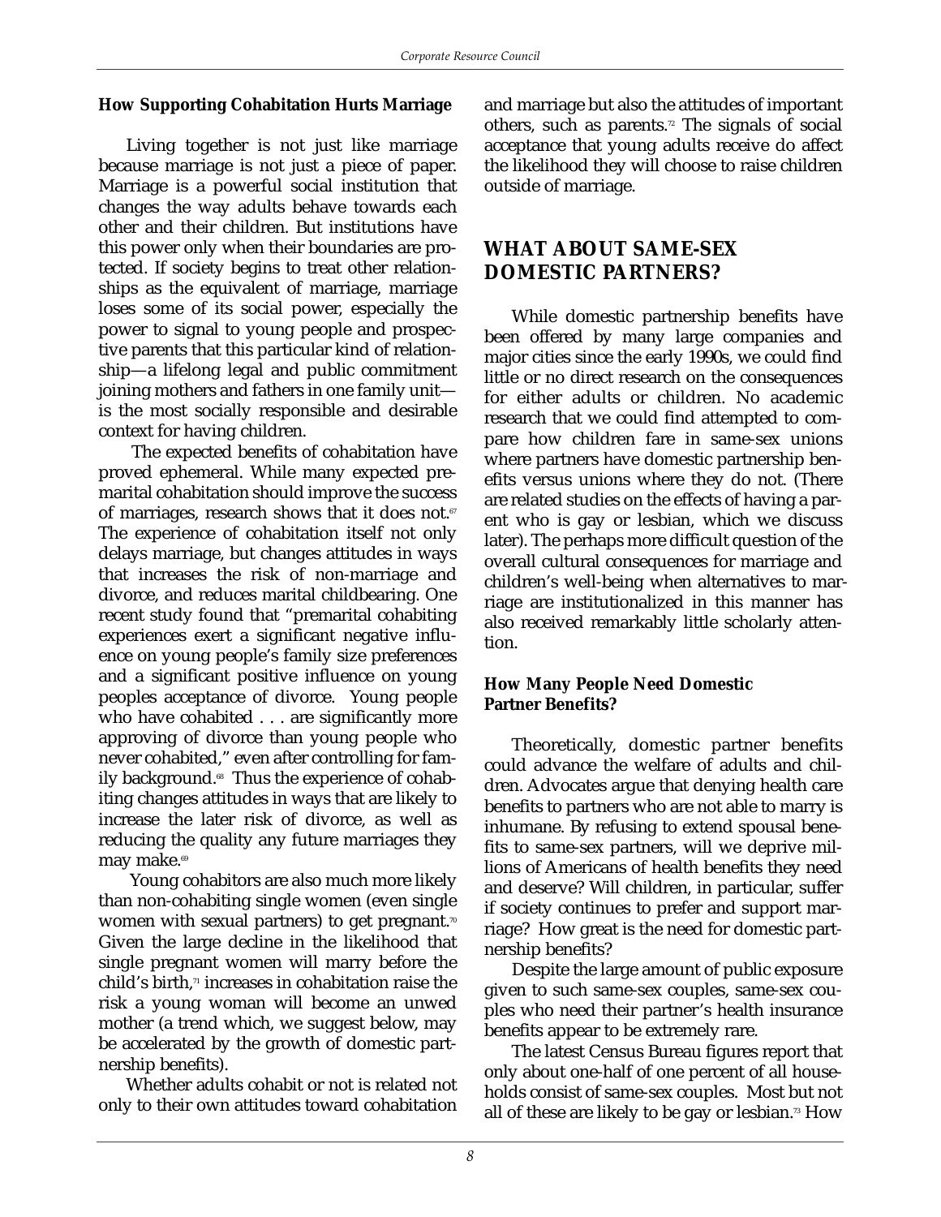### How Supporting Cohabitation Hurts Marriage

Living together is not just like marriage because marriage is not just a piece of paper. Marriage is a powerful social institution that changes the way adults behave towards each other and their children. But institutions have this power only when their boundaries are protected. If society begins to treat other relationships as the equivalent of marriage, marriage loses some of its social power, especially the power to signal to young people and prospective parents that this particular kind of relationship—a lifelong legal and public commitment joining mothers and fathers in one family unit—is the most socially responsible and desirable context for having children.

The expected benefits of cohabitation have proved ephemeral. While many expected premarital cohabitation should improve the success of marriages, research shows that it does not.[67] The experience of cohabitation itself not only delays marriage, but changes attitudes in ways that increases the risk of non-marriage and divorce, and reduces marital childbearing. One recent study found that "premarital cohabiting experiences exert a significant negative influence on young people's family size preferences and a significant positive influence on young peoples acceptance of divorce. Young people who have cohabited . . . are significantly more approving of divorce than young people who never cohabited," even after controlling for family background.[68] Thus the experience of cohabiting changes attitudes in ways that are likely to increase the later risk of divorce, as well as reducing the quality any future marriages they may make.[69]

Young cohabitors are also much more likely than non-cohabiting single women (even single women with sexual partners) to get pregnant.[70] Given the large decline in the likelihood that single pregnant women will marry before the child's birth,[71] increases in cohabitation raise the risk a young woman will become an unwed mother (a trend which, we suggest below, may be accelerated by the growth of domestic partnership benefits).

Whether adults cohabit or not is related not only to their own attitudes toward cohabitation and marriage but also the attitudes of important others, such as parents.[72] The signals of social acceptance that young adults receive do affect the likelihood they will choose to raise children outside of marriage.

## WHAT ABOUT SAME-SEX DOMESTIC PARTNERS?

While domestic partnership benefits have been offered by many large companies and major cities since the early 1990s, we could find little or no direct research on the consequences for either adults or children. No academic research that we could find attempted to compare how children fare in same-sex unions where partners have domestic partnership benefits versus unions where they do not. (There are related studies on the effects of having a parent who is gay or lesbian, which we discuss later). The perhaps more difficult question of the overall cultural consequences for marriage and children's well-being when alternatives to marriage are institutionalized in this manner has also received remarkably little scholarly attention.

### How Many People Need Domestic Partner Benefits?

Theoretically, domestic partner benefits could advance the welfare of adults and children. Advocates argue that denying health care benefits to partners who are not able to marry is inhumane. By refusing to extend spousal benefits to same-sex partners, will we deprive millions of Americans of health benefits they need and deserve? Will children, in particular, suffer if society continues to prefer and support marriage? How great is the need for domestic partnership benefits?

Despite the large amount of public exposure given to such same-sex couples, same-sex couples who need their partner's health insurance benefits appear to be extremely rare.

The latest Census Bureau figures report that only about one-half of one percent of all households consist of same-sex couples. Most but not all of these are likely to be gay or lesbian.[73] How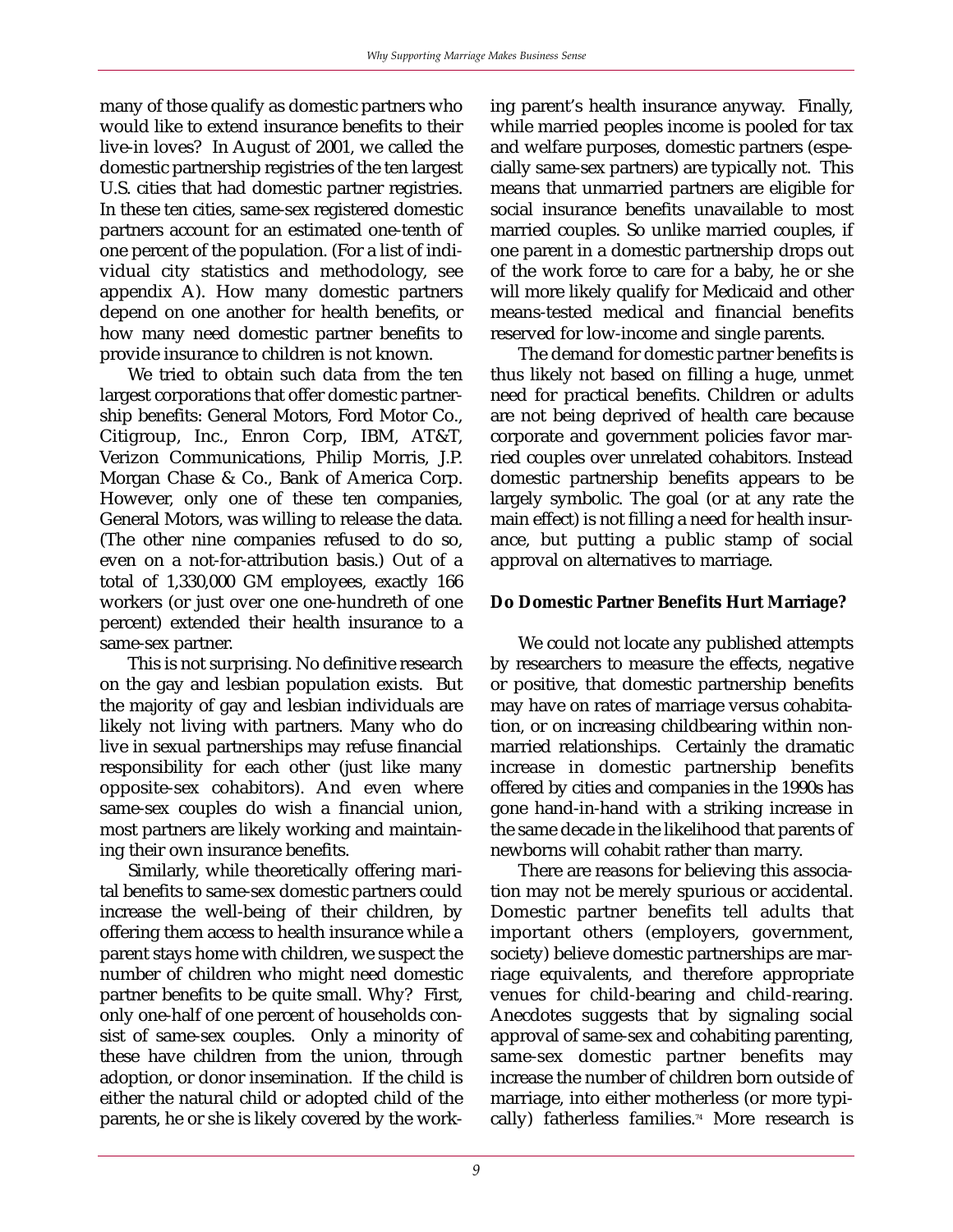many of those qualify as domestic partners who would like to extend insurance benefits to their live-in loves? In August of 2001, we called the domestic partnership registries of the ten largest U.S. cities that had domestic partner registries. In these ten cities, same-sex registered domestic partners account for an estimated one-tenth of one percent of the population. (For a list of individual city statistics and methodology, see appendix A). How many domestic partners depend on one another for health benefits, or how many need domestic partner benefits to provide insurance to children is not known.

We tried to obtain such data from the ten largest corporations that offer domestic partnership benefits: General Motors, Ford Motor Co., Citigroup, Inc., Enron Corp, IBM, AT&T, Verizon Communications, Philip Morris, J.P. Morgan Chase & Co., Bank of America Corp. However, only one of these ten companies, General Motors, was willing to release the data. (The other nine companies refused to do so, even on a not-for-attribution basis.) Out of a total of 1,330,000 GM employees, exactly 166 workers (or just over one one-hundreth of one percent) extended their health insurance to a same-sex partner.

This is not surprising. No definitive research on the gay and lesbian population exists. But the majority of gay and lesbian individuals are likely not living with partners. Many who do live in sexual partnerships may refuse financial responsibility for each other (just like many opposite-sex cohabitors). And even where same-sex couples do wish a financial union, most partners are likely working and maintaining their own insurance benefits.

Similarly, while theoretically offering marital benefits to same-sex domestic partners could increase the well-being of their children, by offering them access to health insurance while a parent stays home with children, we suspect the number of children who might need domestic partner benefits to be quite small. Why? First, only one-half of one percent of households consist of same-sex couples. Only a minority of these have children from the union, through adoption, or donor insemination. If the child is either the natural child or adopted child of the parents, he or she is likely covered by the working parent's health insurance anyway. Finally, while married peoples income is pooled for tax and welfare purposes, domestic partners (especially same-sex partners) are typically not. This means that unmarried partners are eligible for social insurance benefits unavailable to most married couples. So unlike married couples, if one parent in a domestic partnership drops out of the work force to care for a baby, he or she will more likely qualify for Medicaid and other means-tested medical and financial benefits reserved for low-income and single parents.

The demand for domestic partner benefits is thus likely not based on filling a huge, unmet need for practical benefits. Children or adults are not being deprived of health care because corporate and government policies favor married couples over unrelated cohabitors. Instead domestic partnership benefits appears to be largely symbolic. The goal (or at any rate the main effect) is not filling a need for health insurance, but putting a public stamp of social approval on alternatives to marriage.

**Do Domestic Partner Benefits Hurt Marriage?**

We could not locate any published attempts by researchers to measure the effects, negative or positive, that domestic partnership benefits may have on rates of marriage versus cohabitation, or on increasing childbearing within nonmarried relationships. Certainly the dramatic increase in domestic partnership benefits offered by cities and companies in the 1990s has gone hand-in-hand with a striking increase in the same decade in the likelihood that parents of newborns will cohabit rather than marry.

There are reasons for believing this association may not be merely spurious or accidental. Domestic partner benefits tell adults that important others (employers, government, society) believe domestic partnerships are marriage equivalents, and therefore appropriate venues for child-bearing and child-rearing. Anecdotes suggests that by signaling social approval of same-sex and cohabiting parenting, same-sex domestic partner benefits may increase the number of children born outside of marriage, into either motherless (or more typically) fatherless families.[74] More research is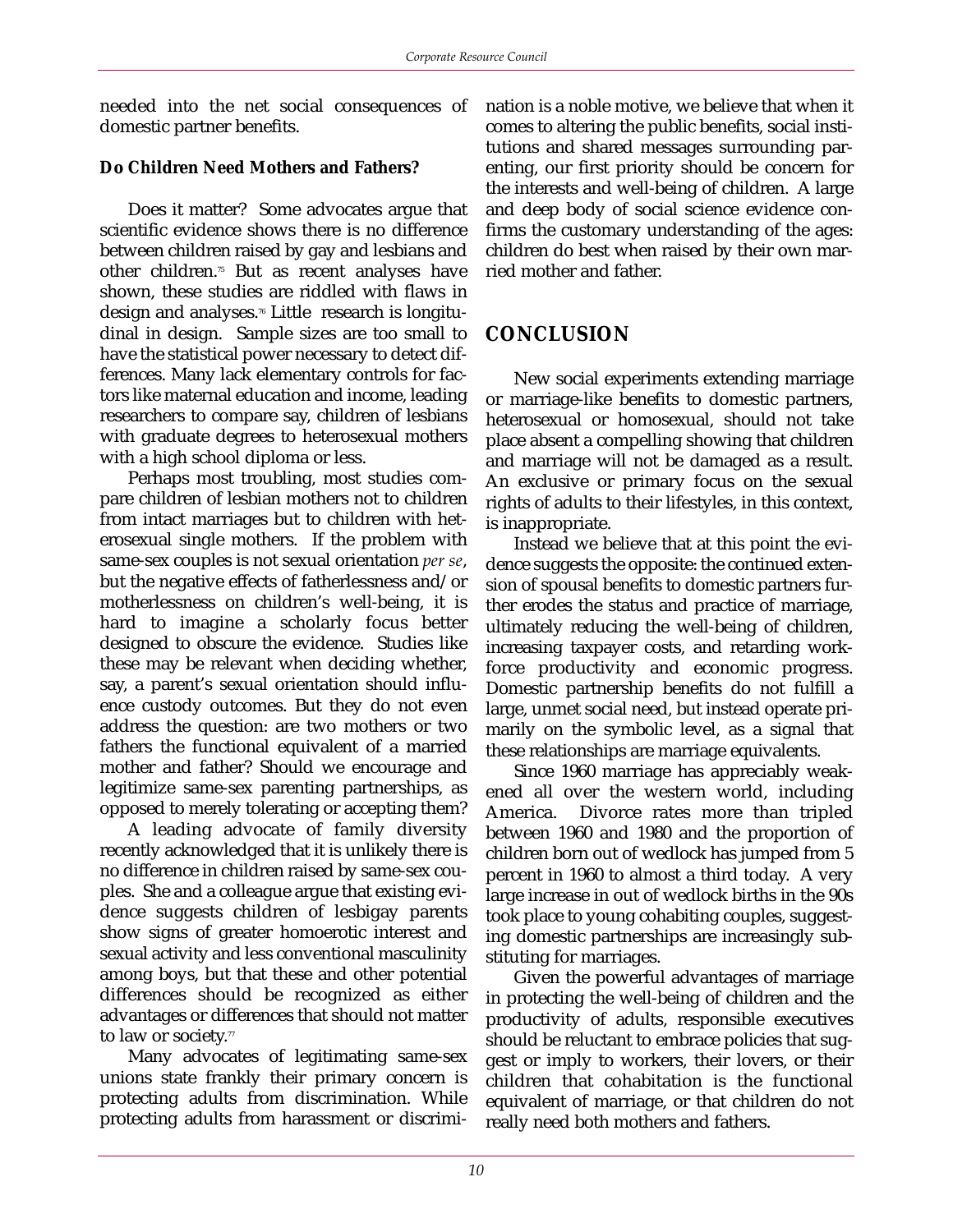needed into the net social consequences of domestic partner benefits.

**Do Children Need Mothers and Fathers?**

Does it matter? Some advocates argue that scientific evidence shows there is no difference between children raised by gay and lesbians and other children.[75] But as recent analyses have shown, these studies are riddled with flaws in design and analyses.[76] Little research is longitudinal in design. Sample sizes are too small to have the statistical power necessary to detect differences. Many lack elementary controls for factors like maternal education and income, leading researchers to compare say, children of lesbians with graduate degrees to heterosexual mothers with a high school diploma or less.

Perhaps most troubling, most studies compare children of lesbian mothers not to children from intact marriages but to children with heterosexual single mothers. If the problem with same-sex couples is not sexual orientation *per se*, but the negative effects of fatherlessness and/or motherlessness on children's well-being, it is hard to imagine a scholarly focus better designed to obscure the evidence. Studies like these may be relevant when deciding whether, say, a parent's sexual orientation should influence custody outcomes. But they do not even address the question: are two mothers or two fathers the functional equivalent of a married mother and father? Should we encourage and legitimize same-sex parenting partnerships, as opposed to merely tolerating or accepting them?

A leading advocate of family diversity recently acknowledged that it is unlikely there is no difference in children raised by same-sex couples. She and a colleague argue that existing evidence suggests children of lesbigay parents show signs of greater homoerotic interest and sexual activity and less conventional masculinity among boys, but that these and other potential differences should be recognized as either advantages or differences that should not matter to law or society.[77]

Many advocates of legitimating same-sex unions state frankly their primary concern is protecting adults from discrimination. While protecting adults from harassment or discrimination is a noble motive, we believe that when it comes to altering the public benefits, social institutions and shared messages surrounding parenting, our first priority should be concern for the interests and well-being of children. A large and deep body of social science evidence confirms the customary understanding of the ages: children do best when raised by their own married mother and father.

## CONCLUSION

New social experiments extending marriage or marriage-like benefits to domestic partners, heterosexual or homosexual, should not take place absent a compelling showing that children and marriage will not be damaged as a result. An exclusive or primary focus on the sexual rights of adults to their lifestyles, in this context, is inappropriate.

Instead we believe that at this point the evidence suggests the opposite: the continued extension of spousal benefits to domestic partners further erodes the status and practice of marriage, ultimately reducing the well-being of children, increasing taxpayer costs, and retarding workforce productivity and economic progress. Domestic partnership benefits do not fulfill a large, unmet social need, but instead operate primarily on the symbolic level, as a signal that these relationships are marriage equivalents.

Since 1960 marriage has appreciably weakened all over the western world, including America. Divorce rates more than tripled between 1960 and 1980 and the proportion of children born out of wedlock has jumped from 5 percent in 1960 to almost a third today. A very large increase in out of wedlock births in the 90s took place to young cohabiting couples, suggesting domestic partnerships are increasingly substituting for marriages.

Given the powerful advantages of marriage in protecting the well-being of children and the productivity of adults, responsible executives should be reluctant to embrace policies that suggest or imply to workers, their lovers, or their children that cohabitation is the functional equivalent of marriage, or that children do not really need both mothers and fathers.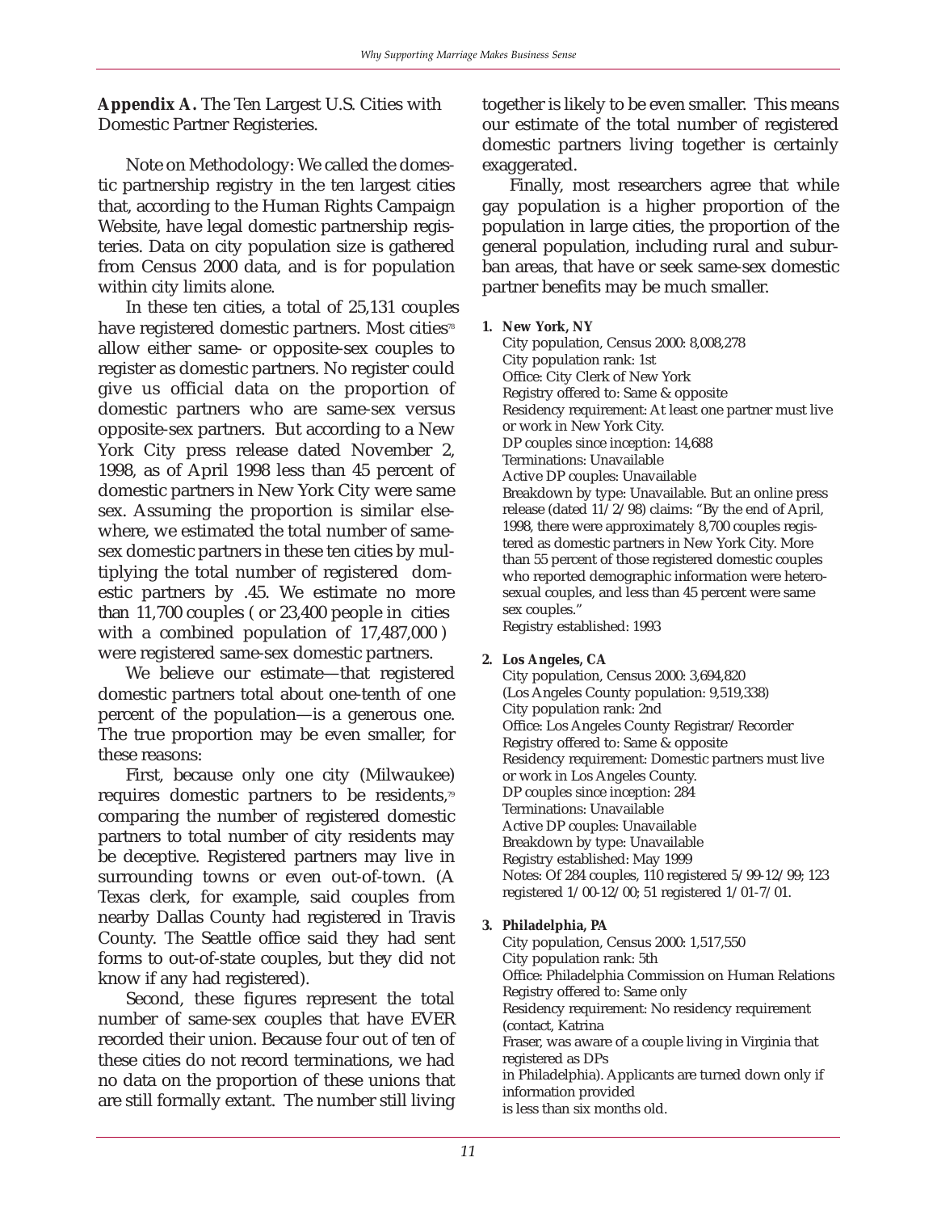**Appendix A.** The Ten Largest U.S. Cities with Domestic Partner Registeries.

Note on Methodology: We called the domestic partnership registry in the ten largest cities that, according to the Human Rights Campaign Website, have legal domestic partnership registeries. Data on city population size is gathered from Census 2000 data, and is for population within city limits alone.

In these ten cities, a total of 25,131 couples have registered domestic partners. Most cities[78] allow either same- or opposite-sex couples to register as domestic partners. No register could give us official data on the proportion of domestic partners who are same-sex versus opposite-sex partners. But according to a New York City press release dated November 2, 1998, as of April 1998 less than 45 percent of domestic partners in New York City were same sex. Assuming the proportion is similar elsewhere, we estimated the total number of same-sex domestic partners in these ten cities by multiplying the total number of registered domestic partners by .45. We estimate no more than 11,700 couples ( or 23,400 people in cities with a combined population of 17,487,000 ) were registered same-sex domestic partners.

We believe our estimate—that registered domestic partners total about one-tenth of one percent of the population—is a generous one. The true proportion may be even smaller, for these reasons:

First, because only one city (Milwaukee) requires domestic partners to be residents,[79] comparing the number of registered domestic partners to total number of city residents may be deceptive. Registered partners may live in surrounding towns or even out-of-town. (A Texas clerk, for example, said couples from nearby Dallas County had registered in Travis County. The Seattle office said they had sent forms to out-of-state couples, but they did not know if any had registered).

Second, these figures represent the total number of same-sex couples that have EVER recorded their union. Because four out of ten of these cities do not record terminations, we had no data on the proportion of these unions that are still formally extant. The number still living together is likely to be even smaller. This means our estimate of the total number of registered domestic partners living together is certainly exaggerated.

Finally, most researchers agree that while gay population is a higher proportion of the population in large cities, the proportion of the general population, including rural and suburban areas, that have or seek same-sex domestic partner benefits may be much smaller.

**1. New York, NY**
City population, Census 2000: 8,008,278
City population rank: 1st
Office: City Clerk of New York
Registry offered to: Same & opposite
Residency requirement: At least one partner must live or work in New York City.
DP couples since inception: 14,688
Terminations: Unavailable
Active DP couples: Unavailable
Breakdown by type: Unavailable. But an online press release (dated 11/2/98) claims: "By the end of April, 1998, there were approximately 8,700 couples registered as domestic partners in New York City. More than 55 percent of those registered domestic couples who reported demographic information were heterosexual couples, and less than 45 percent were same sex couples."
Registry established: 1993

**2. Los Angeles, CA**
City population, Census 2000: 3,694,820
(Los Angeles County population: 9,519,338)
City population rank: 2nd
Office: Los Angeles County Registrar/Recorder
Registry offered to: Same & opposite
Residency requirement: Domestic partners must live or work in Los Angeles County.
DP couples since inception: 284
Terminations: Unavailable
Active DP couples: Unavailable
Breakdown by type: Unavailable
Registry established: May 1999
Notes: Of 284 couples, 110 registered 5/99-12/99; 123 registered 1/00-12/00; 51 registered 1/01-7/01.

**3. Philadelphia, PA**
City population, Census 2000: 1,517,550
City population rank: 5th
Office: Philadelphia Commission on Human Relations
Registry offered to: Same only
Residency requirement: No residency requirement (contact, Katrina Fraser, was aware of a couple living in Virginia that registered as DPs in Philadelphia). Applicants are turned down only if information provided is less than six months old.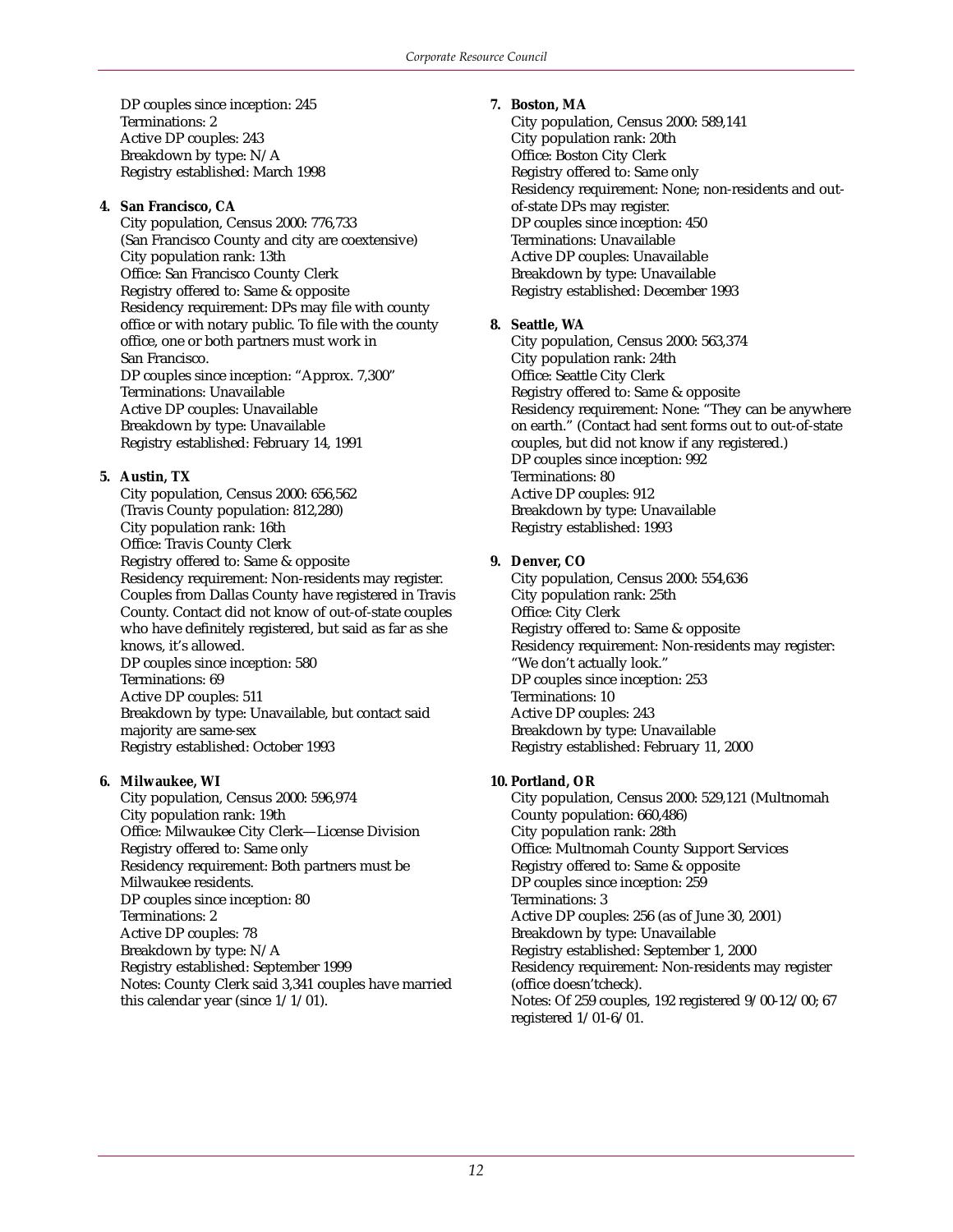DP couples since inception: 245
Terminations: 2
Active DP couples: 243
Breakdown by type: N/A
Registry established: March 1998

**4. San Francisco, CA**

City population, Census 2000: 776,733
(San Francisco County and city are coextensive)
City population rank: 13th
Office: San Francisco County Clerk
Registry offered to: Same & opposite
Residency requirement: DPs may file with county office or with notary public. To file with the county office, one or both partners must work in San Francisco.
DP couples since inception: "Approx. 7,300"
Terminations: Unavailable
Active DP couples: Unavailable
Breakdown by type: Unavailable
Registry established: February 14, 1991

**5. Austin, TX**

City population, Census 2000: 656,562
(Travis County population: 812,280)
City population rank: 16th
Office: Travis County Clerk
Registry offered to: Same & opposite
Residency requirement: Non-residents may register. Couples from Dallas County have registered in Travis County. Contact did not know of out-of-state couples who have definitely registered, but said as far as she knows, it's allowed.
DP couples since inception: 580
Terminations: 69
Active DP couples: 511
Breakdown by type: Unavailable, but contact said majority are same-sex
Registry established: October 1993

**6. Milwaukee, WI**

City population, Census 2000: 596,974
City population rank: 19th
Office: Milwaukee City Clerk—License Division
Registry offered to: Same only
Residency requirement: Both partners must be Milwaukee residents.
DP couples since inception: 80
Terminations: 2
Active DP couples: 78
Breakdown by type: N/A
Registry established: September 1999
Notes: County Clerk said 3,341 couples have married this calendar year (since 1/1/01).

**7. Boston, MA**

City population, Census 2000: 589,141
City population rank: 20th
Office: Boston City Clerk
Registry offered to: Same only
Residency requirement: None; non-residents and out-of-state DPs may register.
DP couples since inception: 450
Terminations: Unavailable
Active DP couples: Unavailable
Breakdown by type: Unavailable
Registry established: December 1993

**8. Seattle, WA**

City population, Census 2000: 563,374
City population rank: 24th
Office: Seattle City Clerk
Registry offered to: Same & opposite
Residency requirement: None: "They can be anywhere on earth." (Contact had sent forms out to out-of-state couples, but did not know if any registered.)
DP couples since inception: 992
Terminations: 80
Active DP couples: 912
Breakdown by type: Unavailable
Registry established: 1993

**9. Denver, CO**

City population, Census 2000: 554,636
City population rank: 25th
Office: City Clerk
Registry offered to: Same & opposite
Residency requirement: Non-residents may register: "We don't actually look."
DP couples since inception: 253
Terminations: 10
Active DP couples: 243
Breakdown by type: Unavailable
Registry established: February 11, 2000

**10. Portland, OR**

City population, Census 2000: 529,121 (Multnomah County population: 660,486)
City population rank: 28th
Office: Multnomah County Support Services
Registry offered to: Same & opposite
DP couples since inception: 259
Terminations: 3
Active DP couples: 256 (as of June 30, 2001)
Breakdown by type: Unavailable
Registry established: September 1, 2000
Residency requirement: Non-residents may register (office doesn'tcheck).
Notes: Of 259 couples, 192 registered 9/00-12/00; 67 registered 1/01-6/01.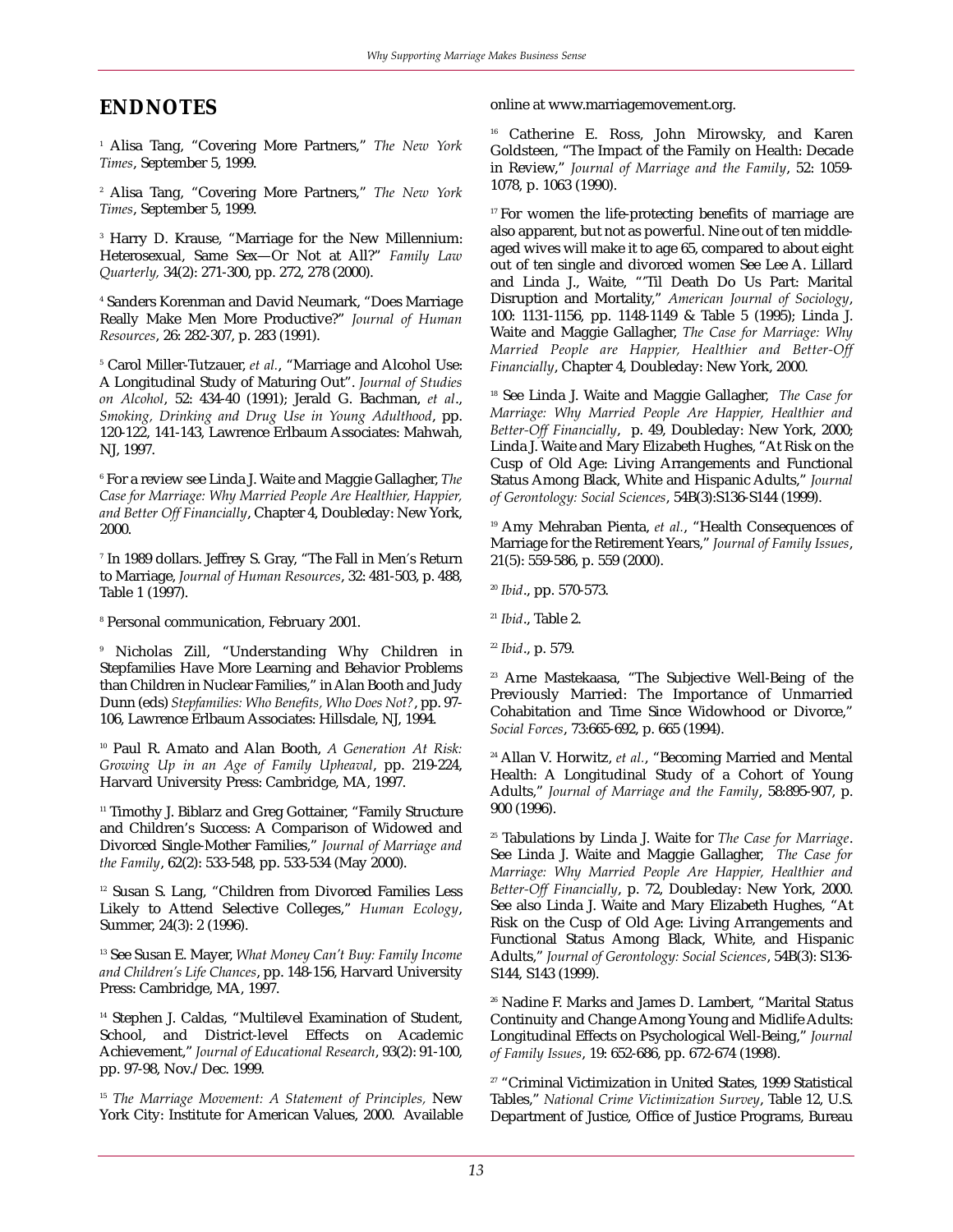## ENDNOTES

[1] Alisa Tang, "Covering More Partners," *The New York Times*, September 5, 1999.

[2] Alisa Tang, "Covering More Partners," *The New York Times*, September 5, 1999.

[3] Harry D. Krause, "Marriage for the New Millennium: Heterosexual, Same Sex—Or Not at All?" *Family Law Quarterly,* 34(2): 271-300, pp. 272, 278 (2000).

[4] Sanders Korenman and David Neumark, "Does Marriage Really Make Men More Productive?" *Journal of Human Resources*, 26: 282-307, p. 283 (1991).

[5] Carol Miller-Tutzauer, *et al.*, "Marriage and Alcohol Use: A Longitudinal Study of Maturing Out". *Journal of Studies on Alcohol*, 52: 434-40 (1991); Jerald G. Bachman, *et al*., *Smoking, Drinking and Drug Use in Young Adulthood*, pp. 120-122, 141-143, Lawrence Erlbaum Associates: Mahwah, NJ, 1997.

[6] For a review see Linda J. Waite and Maggie Gallagher, *The Case for Marriage: Why Married People Are Healthier, Happier, and Better Off Financially*, Chapter 4, Doubleday: New York, 2000.

[7] In 1989 dollars. Jeffrey S. Gray, "The Fall in Men's Return to Marriage, *Journal of Human Resources*, 32: 481-503, p. 488, Table 1 (1997).

[8] Personal communication, February 2001.

[9] Nicholas Zill, "Understanding Why Children in Stepfamilies Have More Learning and Behavior Problems than Children in Nuclear Families," in Alan Booth and Judy Dunn (eds) *Stepfamilies: Who Benefits, Who Does Not?*, pp. 97-106, Lawrence Erlbaum Associates: Hillsdale, NJ, 1994.

[10] Paul R. Amato and Alan Booth, *A Generation At Risk: Growing Up in an Age of Family Upheaval*, pp. 219-224, Harvard University Press: Cambridge, MA, 1997.

[11] Timothy J. Biblarz and Greg Gottainer, "Family Structure and Children's Success: A Comparison of Widowed and Divorced Single-Mother Families," *Journal of Marriage and the Family*, 62(2): 533-548, pp. 533-534 (May 2000).

[12] Susan S. Lang, "Children from Divorced Families Less Likely to Attend Selective Colleges," *Human Ecology*, Summer, 24(3): 2 (1996).

[13] See Susan E. Mayer, *What Money Can't Buy: Family Income and Children's Life Chances*, pp. 148-156, Harvard University Press: Cambridge, MA, 1997.

[14] Stephen J. Caldas, "Multilevel Examination of Student, School, and District-level Effects on Academic Achievement," *Journal of Educational Research*, 93(2): 91-100, pp. 97-98, Nov./Dec. 1999.

[15] *The Marriage Movement: A Statement of Principles,* New York City: Institute for American Values, 2000. Available online at www.marriagemovement.org.

[16] Catherine E. Ross, John Mirowsky, and Karen Goldsteen, "The Impact of the Family on Health: Decade in Review," *Journal of Marriage and the Family*, 52: 1059-1078, p. 1063 (1990).

[17] For women the life-protecting benefits of marriage are also apparent, but not as powerful. Nine out of ten middle-aged wives will make it to age 65, compared to about eight out of ten single and divorced women See Lee A. Lillard and Linda J., Waite, "'Til Death Do Us Part: Marital Disruption and Mortality," *American Journal of Sociology*, 100: 1131-1156, pp. 1148-1149 & Table 5 (1995); Linda J. Waite and Maggie Gallagher, *The Case for Marriage: Why Married People are Happier, Healthier and Better-Off Financially*, Chapter 4, Doubleday: New York, 2000.

[18] See Linda J. Waite and Maggie Gallagher, *The Case for Marriage: Why Married People Are Happier, Healthier and Better-Off Financially*, p. 49, Doubleday: New York, 2000; Linda J. Waite and Mary Elizabeth Hughes, "At Risk on the Cusp of Old Age: Living Arrangements and Functional Status Among Black, White and Hispanic Adults," *Journal of Gerontology: Social Sciences*, 54B(3):S136-S144 (1999).

[19] Amy Mehraban Pienta, *et al.*, "Health Consequences of Marriage for the Retirement Years," *Journal of Family Issues*, 21(5): 559-586, p. 559 (2000).

[20] *Ibid*., pp. 570-573.

[21] *Ibid*., Table 2.

[22] *Ibid*., p. 579.

[23] Arne Mastekaasa, "The Subjective Well-Being of the Previously Married: The Importance of Unmarried Cohabitation and Time Since Widowhood or Divorce," *Social Forces*, 73:665-692, p. 665 (1994).

[24] Allan V. Horwitz, *et al.*, "Becoming Married and Mental Health: A Longitudinal Study of a Cohort of Young Adults," *Journal of Marriage and the Family*, 58:895-907, p. 900 (1996).

[25] Tabulations by Linda J. Waite for *The Case for Marriage*. See Linda J. Waite and Maggie Gallagher, *The Case for Marriage: Why Married People Are Happier, Healthier and Better-Off Financially*, p. 72, Doubleday: New York, 2000. See also Linda J. Waite and Mary Elizabeth Hughes, "At Risk on the Cusp of Old Age: Living Arrangements and Functional Status Among Black, White, and Hispanic Adults," *Journal of Gerontology: Social Sciences*, 54B(3): S136-S144, S143 (1999).

[26] Nadine F. Marks and James D. Lambert, "Marital Status Continuity and Change Among Young and Midlife Adults: Longitudinal Effects on Psychological Well-Being," *Journal of Family Issues*, 19: 652-686, pp. 672-674 (1998).

[27] "Criminal Victimization in United States, 1999 Statistical Tables," *National Crime Victimization Survey*, Table 12, U.S. Department of Justice, Office of Justice Programs, Bureau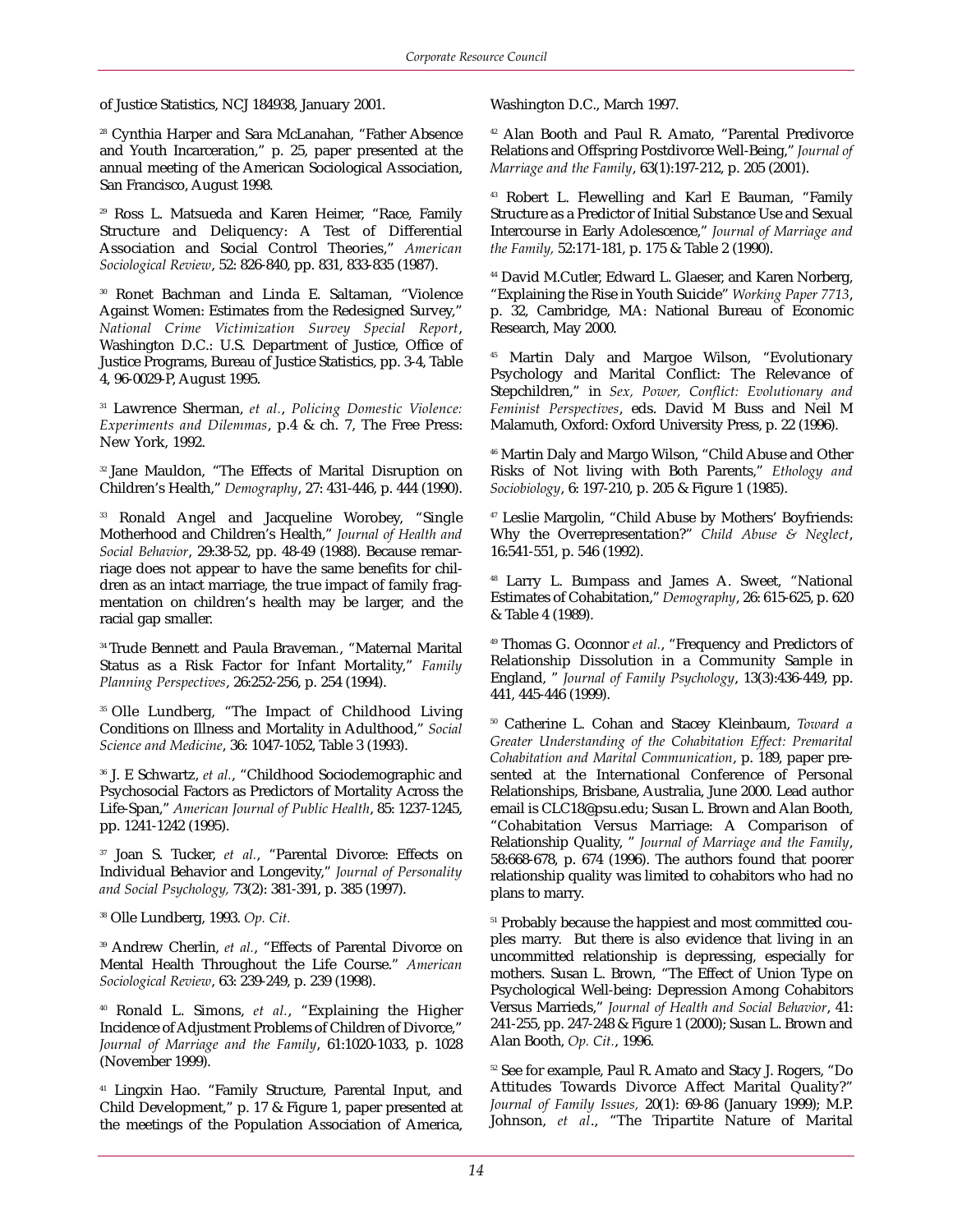of Justice Statistics, NCJ 184938, January 2001.

[28] Cynthia Harper and Sara McLanahan, "Father Absence and Youth Incarceration," p. 25, paper presented at the annual meeting of the American Sociological Association, San Francisco, August 1998.

[29] Ross L. Matsueda and Karen Heimer, "Race, Family Structure and Deliquency: A Test of Differential Association and Social Control Theories," *American Sociological Review*, 52: 826-840, pp. 831, 833-835 (1987).

[30] Ronet Bachman and Linda E. Saltaman, "Violence Against Women: Estimates from the Redesigned Survey," *National Crime Victimization Survey Special Report*, Washington D.C.: U.S. Department of Justice, Office of Justice Programs, Bureau of Justice Statistics, pp. 3-4, Table 4, 96-0029-P, August 1995.

[31] Lawrence Sherman, *et al.*, *Policing Domestic Violence: Experiments and Dilemmas*, p.4 & ch. 7, The Free Press: New York, 1992.

[32] Jane Mauldon, "The Effects of Marital Disruption on Children's Health," *Demography*, 27: 431-446, p. 444 (1990).

[33] Ronald Angel and Jacqueline Worobey, "Single Motherhood and Children's Health," *Journal of Health and Social Behavior*, 29:38-52, pp. 48-49 (1988). Because remarriage does not appear to have the same benefits for children as an intact marriage, the true impact of family fragmentation on children's health may be larger, and the racial gap smaller.

[34] Trude Bennett and Paula Braveman., "Maternal Marital Status as a Risk Factor for Infant Mortality," *Family Planning Perspectives*, 26:252-256, p. 254 (1994).

[35] Olle Lundberg, "The Impact of Childhood Living Conditions on Illness and Mortality in Adulthood," *Social Science and Medicine*, 36: 1047-1052, Table 3 (1993).

[36] J. E Schwartz, *et al.*, "Childhood Sociodemographic and Psychosocial Factors as Predictors of Mortality Across the Life-Span," *American Journal of Public Health*, 85: 1237-1245, pp. 1241-1242 (1995).

[37] Joan S. Tucker, *et al.*, "Parental Divorce: Effects on Individual Behavior and Longevity," *Journal of Personality and Social Psychology,* 73(2): 381-391, p. 385 (1997).

[38] Olle Lundberg, 1993. *Op. Cit.*

[39] Andrew Cherlin, *et al.*, "Effects of Parental Divorce on Mental Health Throughout the Life Course." *American Sociological Review*, 63: 239-249, p. 239 (1998).

[40] Ronald L. Simons, *et al.*, "Explaining the Higher Incidence of Adjustment Problems of Children of Divorce," *Journal of Marriage and the Family*, 61:1020-1033, p. 1028 (November 1999).

[41] Lingxin Hao. "Family Structure, Parental Input, and Child Development," p. 17 & Figure 1, paper presented at the meetings of the Population Association of America, Washington D.C., March 1997.

[42] Alan Booth and Paul R. Amato, "Parental Predivorce Relations and Offspring Postdivorce Well-Being," *Journal of Marriage and the Family*, 63(1):197-212, p. 205 (2001).

[43] Robert L. Flewelling and Karl E Bauman, "Family Structure as a Predictor of Initial Substance Use and Sexual Intercourse in Early Adolescence," *Journal of Marriage and the Family,* 52:171-181, p. 175 & Table 2 (1990).

[44] David M.Cutler, Edward L. Glaeser, and Karen Norberg, "Explaining the Rise in Youth Suicide" *Working Paper 7713*, p. 32, Cambridge, MA: National Bureau of Economic Research, May 2000.

[45] Martin Daly and Margoe Wilson, "Evolutionary Psychology and Marital Conflict: The Relevance of Stepchildren," in *Sex, Power, Conflict: Evolutionary and Feminist Perspectives*, eds. David M Buss and Neil M Malamuth, Oxford: Oxford University Press, p. 22 (1996).

[46] Martin Daly and Margo Wilson, "Child Abuse and Other Risks of Not living with Both Parents," *Ethology and Sociobiology*, 6: 197-210, p. 205 & Figure 1 (1985).

[47] Leslie Margolin, "Child Abuse by Mothers' Boyfriends: Why the Overrepresentation?" *Child Abuse & Neglect*, 16:541-551, p. 546 (1992).

[48] Larry L. Bumpass and James A. Sweet, "National Estimates of Cohabitation," *Demography*, 26: 615-625, p. 620 & Table 4 (1989).

[49] Thomas G. Oconnor *et al.*, "Frequency and Predictors of Relationship Dissolution in a Community Sample in England, " *Journal of Family Psychology*, 13(3):436-449, pp. 441, 445-446 (1999).

[50] Catherine L. Cohan and Stacey Kleinbaum, *Toward a Greater Understanding of the Cohabitation Effect: Premarital Cohabitation and Marital Communication*, p. 189, paper presented at the International Conference of Personal Relationships, Brisbane, Australia, June 2000. Lead author email is CLC18@psu.edu; Susan L. Brown and Alan Booth, "Cohabitation Versus Marriage: A Comparison of Relationship Quality, " *Journal of Marriage and the Family*, 58:668-678, p. 674 (1996). The authors found that poorer relationship quality was limited to cohabitors who had no plans to marry.

[51] Probably because the happiest and most committed couples marry. But there is also evidence that living in an uncommitted relationship is depressing, especially for mothers. Susan L. Brown, "The Effect of Union Type on Psychological Well-being: Depression Among Cohabitors Versus Marrieds," *Journal of Health and Social Behavior*, 41: 241-255, pp. 247-248 & Figure 1 (2000); Susan L. Brown and Alan Booth, *Op. Cit.*, 1996.

[52] See for example, Paul R. Amato and Stacy J. Rogers, "Do Attitudes Towards Divorce Affect Marital Quality?" *Journal of Family Issues,* 20(1): 69-86 (January 1999); M.P. Johnson, *et al*., "The Tripartite Nature of Marital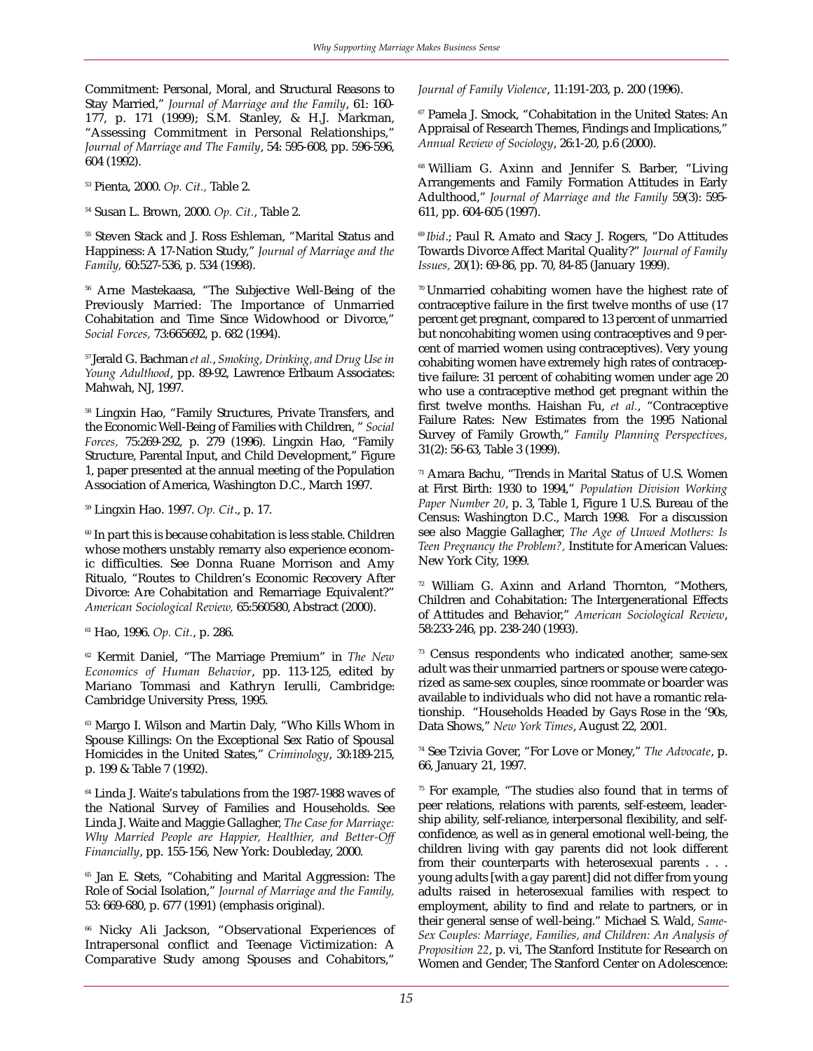Commitment: Personal, Moral, and Structural Reasons to Stay Married," *Journal of Marriage and the Family*, 61: 160-177, p. 171 (1999); S.M. Stanley, & H.J. Markman, "Assessing Commitment in Personal Relationships," *Journal of Marriage and The Family*, 54: 595-608, pp. 596-596, 604 (1992).

[53] Pienta, 2000. *Op. Cit.,* Table 2.

[54] Susan L. Brown, 2000. *Op. Cit.*, Table 2.

[55] Steven Stack and J. Ross Eshleman, "Marital Status and Happiness: A 17-Nation Study," *Journal of Marriage and the Family,* 60:527-536, p. 534 (1998).

[56] Arne Mastekaasa, "The Subjective Well-Being of the Previously Married: The Importance of Unmarried Cohabitation and Time Since Widowhood or Divorce," *Social Forces,* 73:665692, p. 682 (1994).

[57] Jerald G. Bachman *et al.*, *Smoking, Drinking, and Drug Use in Young Adulthood*, pp. 89-92, Lawrence Erlbaum Associates: Mahwah, NJ, 1997.

[58] Lingxin Hao, "Family Structures, Private Transfers, and the Economic Well-Being of Families with Children, " *Social Forces,* 75:269-292, p. 279 (1996). Lingxin Hao, "Family Structure, Parental Input, and Child Development," Figure 1, paper presented at the annual meeting of the Population Association of America, Washington D.C., March 1997.

[59] Lingxin Hao. 1997. *Op. Cit*., p. 17.

[60] In part this is because cohabitation is less stable. Children whose mothers unstably remarry also experience economic difficulties. See Donna Ruane Morrison and Amy Ritualo, "Routes to Children's Economic Recovery After Divorce: Are Cohabitation and Remarriage Equivalent?" *American Sociological Review,* 65:560580, Abstract (2000).

[61] Hao, 1996. *Op. Cit.*, p. 286.

[62] Kermit Daniel, "The Marriage Premium" in *The New Economics of Human Behavior*, pp. 113-125, edited by Mariano Tommasi and Kathryn Ierulli, Cambridge: Cambridge University Press, 1995.

[63] Margo I. Wilson and Martin Daly, "Who Kills Whom in Spouse Killings: On the Exceptional Sex Ratio of Spousal Homicides in the United States," *Criminology*, 30:189-215, p. 199 & Table 7 (1992).

[64] Linda J. Waite's tabulations from the 1987-1988 waves of the National Survey of Families and Households. See Linda J. Waite and Maggie Gallagher, *The Case for Marriage: Why Married People are Happier, Healthier, and Better-Off Financially*, pp. 155-156, New York: Doubleday, 2000.

[65] Jan E. Stets, "Cohabiting and Marital Aggression: The Role of Social Isolation," *Journal of Marriage and the Family,* 53: 669-680, p. 677 (1991) (emphasis original).

[66] Nicky Ali Jackson, "Observational Experiences of Intrapersonal conflict and Teenage Victimization: A Comparative Study among Spouses and Cohabitors," *Journal of Family Violence*, 11:191-203, p. 200 (1996).

[67] Pamela J. Smock, "Cohabitation in the United States: An Appraisal of Research Themes, Findings and Implications," *Annual Review of Sociology*, 26:1-20, p.6 (2000).

[68] William G. Axinn and Jennifer S. Barber, "Living Arrangements and Family Formation Attitudes in Early Adulthood," *Journal of Marriage and the Family* 59(3): 595-611, pp. 604-605 (1997).

[69] *Ibid*.; Paul R. Amato and Stacy J. Rogers, "Do Attitudes Towards Divorce Affect Marital Quality?" *Journal of Family Issues,* 20(1): 69-86, pp. 70, 84-85 (January 1999).

[70] Unmarried cohabiting women have the highest rate of contraceptive failure in the first twelve months of use (17 percent get pregnant, compared to 13 percent of unmarried but noncohabiting women using contraceptives and 9 percent of married women using contraceptives). Very young cohabiting women have extremely high rates of contraceptive failure: 31 percent of cohabiting women under age 20 who use a contraceptive method get pregnant within the first twelve months. Haishan Fu, *et al.*, "Contraceptive Failure Rates: New Estimates from the 1995 National Survey of Family Growth," *Family Planning Perspectives,* 31(2): 56-63, Table 3 (1999).

[71] Amara Bachu, "Trends in Marital Status of U.S. Women at First Birth: 1930 to 1994," *Population Division Working Paper Number 20*, p. 3, Table 1, Figure 1 U.S. Bureau of the Census: Washington D.C., March 1998. For a discussion see also Maggie Gallagher, *The Age of Unwed Mothers: Is Teen Pregnancy the Problem?,* Institute for American Values: New York City, 1999.

[72] William G. Axinn and Arland Thornton, "Mothers, Children and Cohabitation: The Intergenerational Effects of Attitudes and Behavior," *American Sociological Review*, 58:233-246, pp. 238-240 (1993).

[73] Census respondents who indicated another, same-sex adult was their unmarried partners or spouse were categorized as same-sex couples, since roommate or boarder was available to individuals who did not have a romantic relationship. "Households Headed by Gays Rose in the '90s, Data Shows," *New York Times*, August 22, 2001.

[74] See Tzivia Gover, "For Love or Money," *The Advocate*, p. 66, January 21, 1997.

[75] For example, "The studies also found that in terms of peer relations, relations with parents, self-esteem, leadership ability, self-reliance, interpersonal flexibility, and self-confidence, as well as in general emotional well-being, the children living with gay parents did not look different from their counterparts with heterosexual parents . . . young adults [with a gay parent] did not differ from young adults raised in heterosexual families with respect to employment, ability to find and relate to partners, or in their general sense of well-being." Michael S. Wald, *Same-Sex Couples: Marriage, Families, and Children: An Analysis of Proposition 22*, p. vi, The Stanford Institute for Research on Women and Gender, The Stanford Center on Adolescence: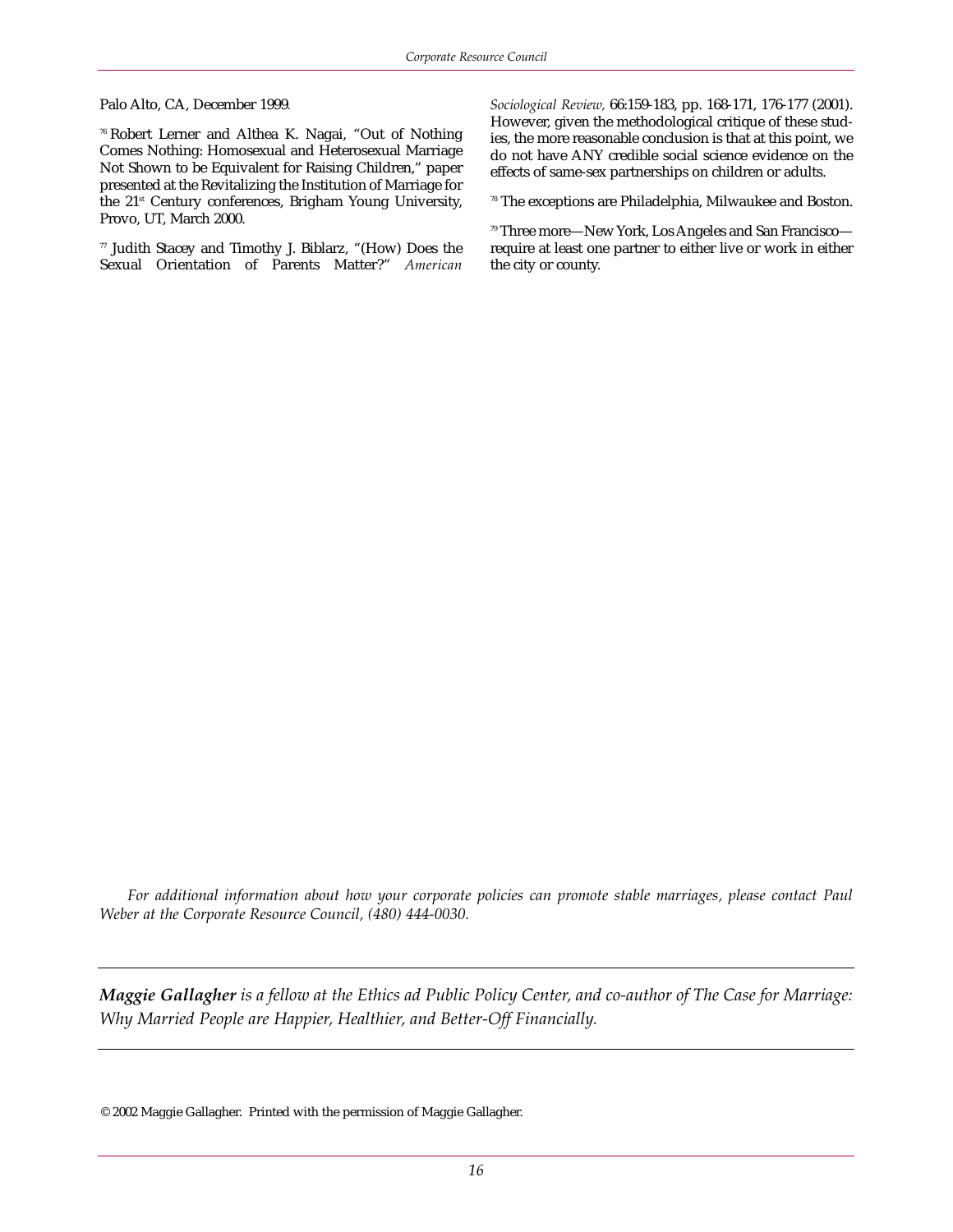Palo Alto, CA, December 1999.

[76] Robert Lerner and Althea K. Nagai, "Out of Nothing Comes Nothing: Homosexual and Heterosexual Marriage Not Shown to be Equivalent for Raising Children," paper presented at the Revitalizing the Institution of Marriage for the 21st Century conferences, Brigham Young University, Provo, UT, March 2000.

[77] Judith Stacey and Timothy J. Biblarz, "(How) Does the Sexual Orientation of Parents Matter?" *American Sociological Review,* 66:159-183, pp. 168-171, 176-177 (2001). However, given the methodological critique of these studies, the more reasonable conclusion is that at this point, we do not have ANY credible social science evidence on the effects of same-sex partnerships on children or adults.

[78] The exceptions are Philadelphia, Milwaukee and Boston.

[79] Three more—New York, Los Angeles and San Francisco—require at least one partner to either live or work in either the city or county.

*For additional information about how your corporate policies can promote stable marriages, please contact Paul Weber at the Corporate Resource Council, (480) 444-0030.*

***Maggie Gallagher*** *is a fellow at the Ethics ad Public Policy Center, and co-author of The Case for Marriage: Why Married People are Happier, Healthier, and Better-Off Financially.*

© 2002 Maggie Gallagher. Printed with the permission of Maggie Gallagher.